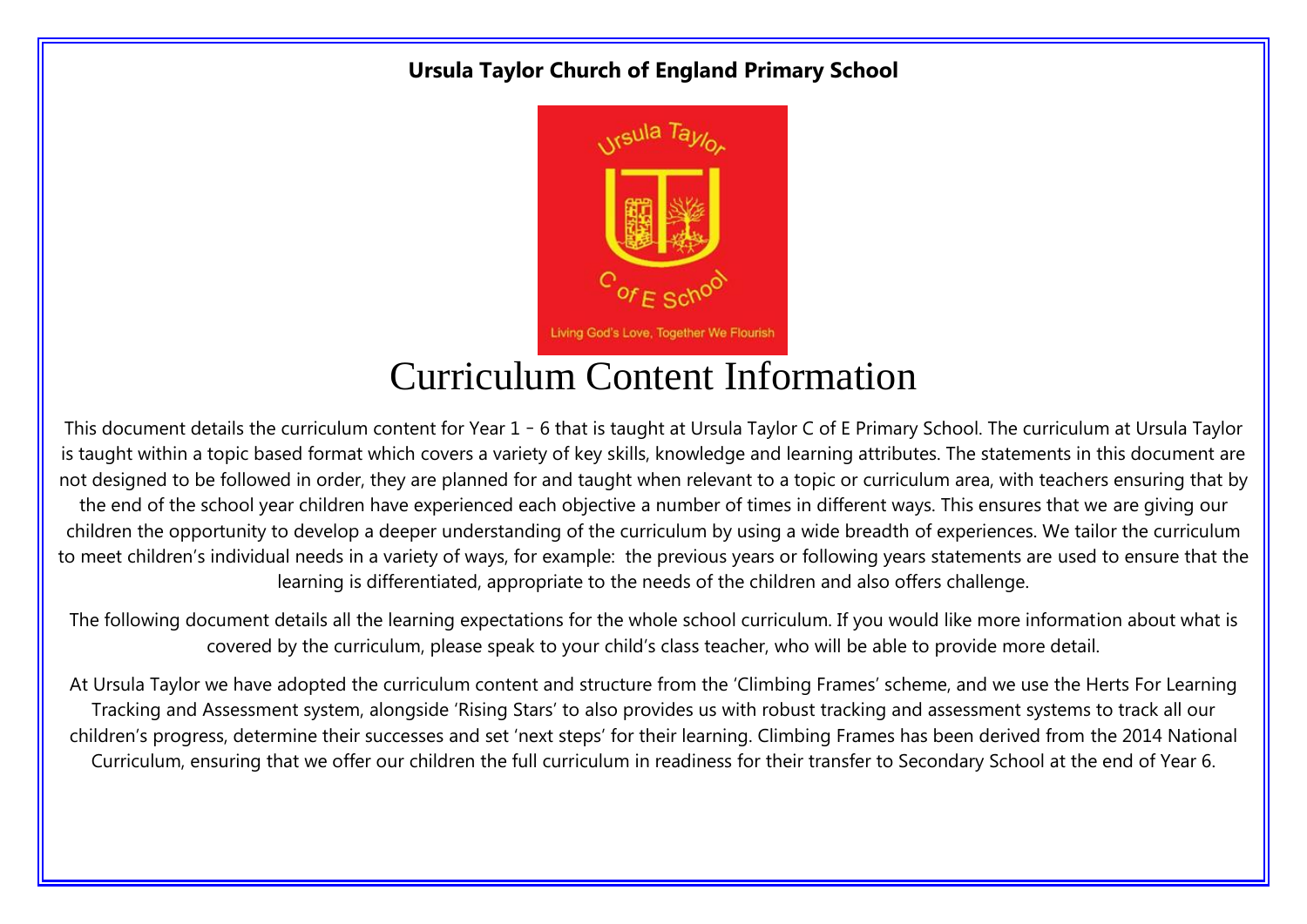**Ursula Taylor Church of England Primary School**

# Curriculum Content Information

This document details the curriculum content for Year 1 – 6 that is taught at Ursula Taylor C of E Primary School. The curriculum at Ursula Taylor is taught within a topic based format which covers a variety of key skills, knowledge and learning attributes. The statements in this document are not designed to be followed in order, they are planned for and taught when relevant to a topic or curriculum area, with teachers ensuring that by the end of the school year children have experienced each objective a number of times in different ways. This ensures that we are giving our children the opportunity to develop a deeper understanding of the curriculum by using a wide breadth of experiences. We tailor the curriculum to meet children's individual needs in a variety of ways, for example: the previous years or following years statements are used to ensure that the learning is differentiated, appropriate to the needs of the children and also offers challenge.

The following document details all the learning expectations for the whole school curriculum. If you would like more information about what is covered by the curriculum, please speak to your child's class teacher, who will be able to provide more detail.

At Ursula Taylor we have adopted the curriculum content and structure from the 'Climbing Frames' scheme, and we use the Herts For Learning Tracking and Assessment system, alongside 'Rising Stars' to also provides us with robust tracking and assessment systems to track all our children's progress, determine their successes and set 'next steps' for their learning. Climbing Frames has been derived from the 2014 National Curriculum, ensuring that we offer our children the full curriculum in readiness for their transfer to Secondary School at the end of Year 6.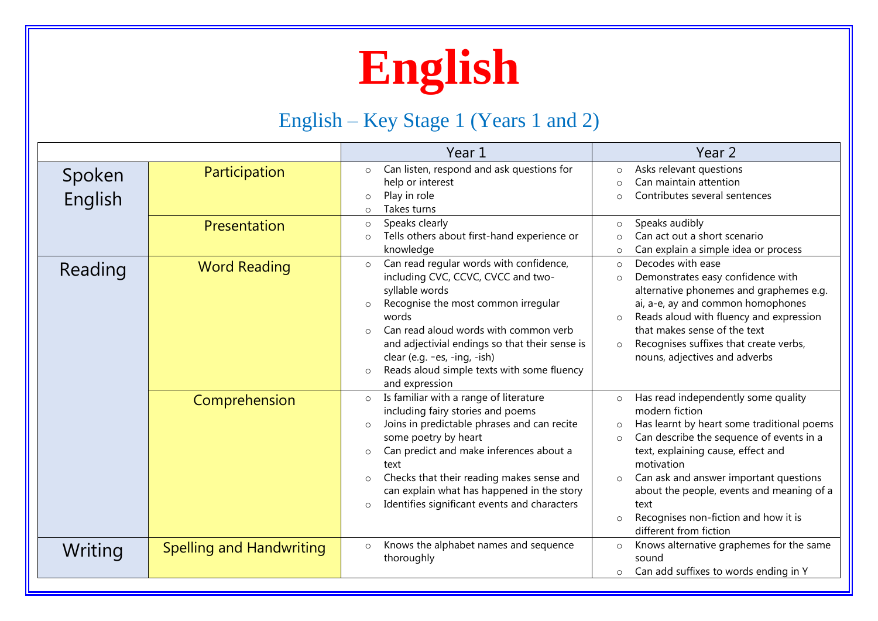# English

## English – Key Stage 1 (Years 1 and 2)

| | | Year 1 | Year 2 |
|---|---|---|---|
| Spoken English | Participation | ○ Can listen, respond and ask questions for help or interest<br>○ Play in role<br>○ Takes turns | ○ Asks relevant questions<br>○ Can maintain attention<br>○ Contributes several sentences |
| | Presentation | ○ Speaks clearly<br>○ Tells others about first-hand experience or knowledge | ○ Speaks audibly<br>○ Can act out a short scenario<br>○ Can explain a simple idea or process |
| Reading | Word Reading | ○ Can read regular words with confidence, including CVC, CCVC, CVCC and two-syllable words<br>○ Recognise the most common irregular words<br>○ Can read aloud words with common verb and adjectivial endings so that their sense is clear (e.g. -es, -ing, -ish)<br>○ Reads aloud simple texts with some fluency and expression | ○ Decodes with ease<br>○ Demonstrates easy confidence with alternative phonemes and graphemes e.g. ai, a-e, ay and common homophones<br>○ Reads aloud with fluency and expression that makes sense of the text<br>○ Recognises suffixes that create verbs, nouns, adjectives and adverbs |
| | Comprehension | ○ Is familiar with a range of literature including fairy stories and poems<br>○ Joins in predictable phrases and can recite some poetry by heart<br>○ Can predict and make inferences about a text<br>○ Checks that their reading makes sense and can explain what has happened in the story<br>○ Identifies significant events and characters | ○ Has read independently some quality modern fiction<br>○ Has learnt by heart some traditional poems<br>○ Can describe the sequence of events in a text, explaining cause, effect and motivation<br>○ Can ask and answer important questions about the people, events and meaning of a text<br>○ Recognises non-fiction and how it is different from fiction |
| Writing | Spelling and Handwriting | ○ Knows the alphabet names and sequence thoroughly | ○ Knows alternative graphemes for the same sound<br>○ Can add suffixes to words ending in Y |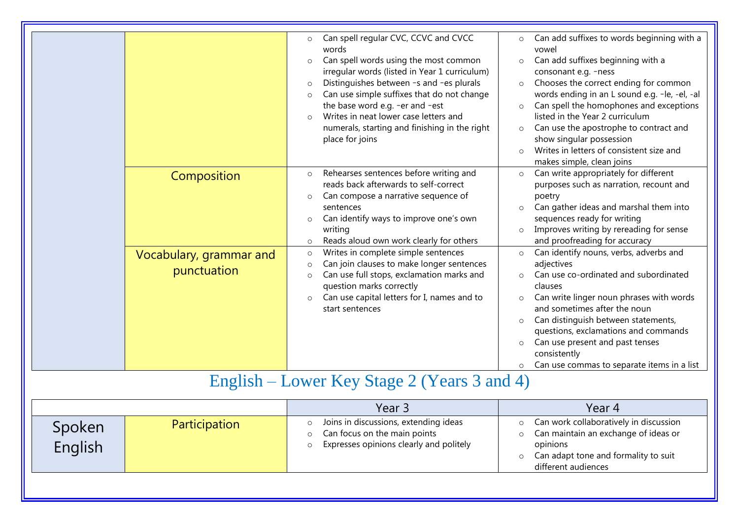| | | | |
|---|---|---|---|
| | | ○ Can spell regular CVC, CCVC and CVCC words<br>○ Can spell words using the most common irregular words (listed in Year 1 curriculum)<br>○ Distinguishes between –s and –es plurals<br>○ Can use simple suffixes that do not change the base word e.g. –er and –est<br>○ Writes in neat lower case letters and numerals, starting and finishing in the right place for joins | ○ Can add suffixes to words beginning with a vowel<br>○ Can add suffixes beginning with a consonant e.g. –ness<br>○ Chooses the correct ending for common words ending in an L sound e.g. -le, -el, -al<br>○ Can spell the homophones and exceptions listed in the Year 2 curriculum<br>○ Can use the apostrophe to contract and show singular possession<br>○ Writes in letters of consistent size and makes simple, clean joins |
| | Composition | ○ Rehearses sentences before writing and reads back afterwards to self-correct<br>○ Can compose a narrative sequence of sentences<br>○ Can identify ways to improve one's own writing<br>○ Reads aloud own work clearly for others | ○ Can write appropriately for different purposes such as narration, recount and poetry<br>○ Can gather ideas and marshal them into sequences ready for writing<br>○ Improves writing by rereading for sense and proofreading for accuracy |
| | Vocabulary, grammar and punctuation | ○ Writes in complete simple sentences<br>○ Can join clauses to make longer sentences<br>○ Can use full stops, exclamation marks and question marks correctly<br>○ Can use capital letters for I, names and to start sentences | ○ Can identify nouns, verbs, adverbs and adjectives<br>○ Can use co-ordinated and subordinated clauses<br>○ Can write linger noun phrases with words and sometimes after the noun<br>○ Can distinguish between statements, questions, exclamations and commands<br>○ Can use present and past tenses consistently<br>○ Can use commas to separate items in a list |

# English – Lower Key Stage 2 (Years 3 and 4)

| | | Year 3 | Year 4 |
|---|---|---|---|
| Spoken English | Participation | ○ Joins in discussions, extending ideas<br>○ Can focus on the main points<br>○ Expresses opinions clearly and politely | ○ Can work collaboratively in discussion<br>○ Can maintain an exchange of ideas or opinions<br>○ Can adapt tone and formality to suit different audiences |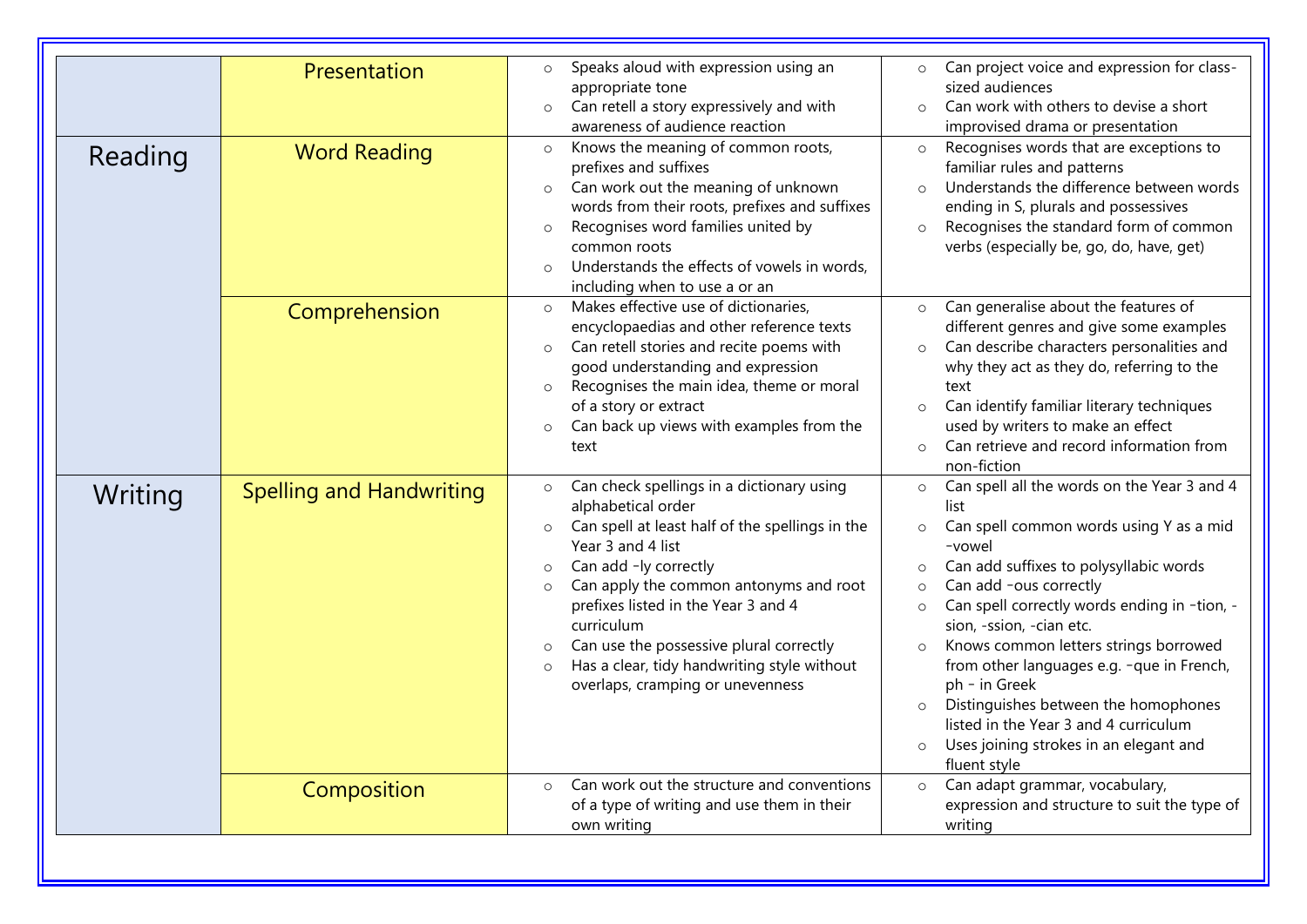| | | | |
|---|---|---|---|
| | Presentation | ○ Speaks aloud with expression using an appropriate tone<br>○ Can retell a story expressively and with awareness of audience reaction | ○ Can project voice and expression for class-sized audiences<br>○ Can work with others to devise a short improvised drama or presentation |
| Reading | Word Reading | ○ Knows the meaning of common roots, prefixes and suffixes<br>○ Can work out the meaning of unknown words from their roots, prefixes and suffixes<br>○ Recognises word families united by common roots<br>○ Understands the effects of vowels in words, including when to use a or an | ○ Recognises words that are exceptions to familiar rules and patterns<br>○ Understands the difference between words ending in S, plurals and possessives<br>○ Recognises the standard form of common verbs (especially be, go, do, have, get) |
| | Comprehension | ○ Makes effective use of dictionaries, encyclopaedias and other reference texts<br>○ Can retell stories and recite poems with good understanding and expression<br>○ Recognises the main idea, theme or moral of a story or extract<br>○ Can back up views with examples from the text | ○ Can generalise about the features of different genres and give some examples<br>○ Can describe characters personalities and why they act as they do, referring to the text<br>○ Can identify familiar literary techniques used by writers to make an effect<br>○ Can retrieve and record information from non-fiction |
| Writing | Spelling and Handwriting | ○ Can check spellings in a dictionary using alphabetical order<br>○ Can spell at least half of the spellings in the Year 3 and 4 list<br>○ Can add -ly correctly<br>○ Can apply the common antonyms and root prefixes listed in the Year 3 and 4 curriculum<br>○ Can use the possessive plural correctly<br>○ Has a clear, tidy handwriting style without overlaps, cramping or unevenness | ○ Can spell all the words on the Year 3 and 4 list<br>○ Can spell common words using Y as a mid -vowel<br>○ Can add suffixes to polysyllabic words<br>○ Can add -ous correctly<br>○ Can spell correctly words ending in -tion, -sion, -ssion, -cian etc.<br>○ Knows common letters strings borrowed from other languages e.g. -que in French, ph - in Greek<br>○ Distinguishes between the homophones listed in the Year 3 and 4 curriculum<br>○ Uses joining strokes in an elegant and fluent style |
| | Composition | ○ Can work out the structure and conventions of a type of writing and use them in their own writing | ○ Can adapt grammar, vocabulary, expression and structure to suit the type of writing |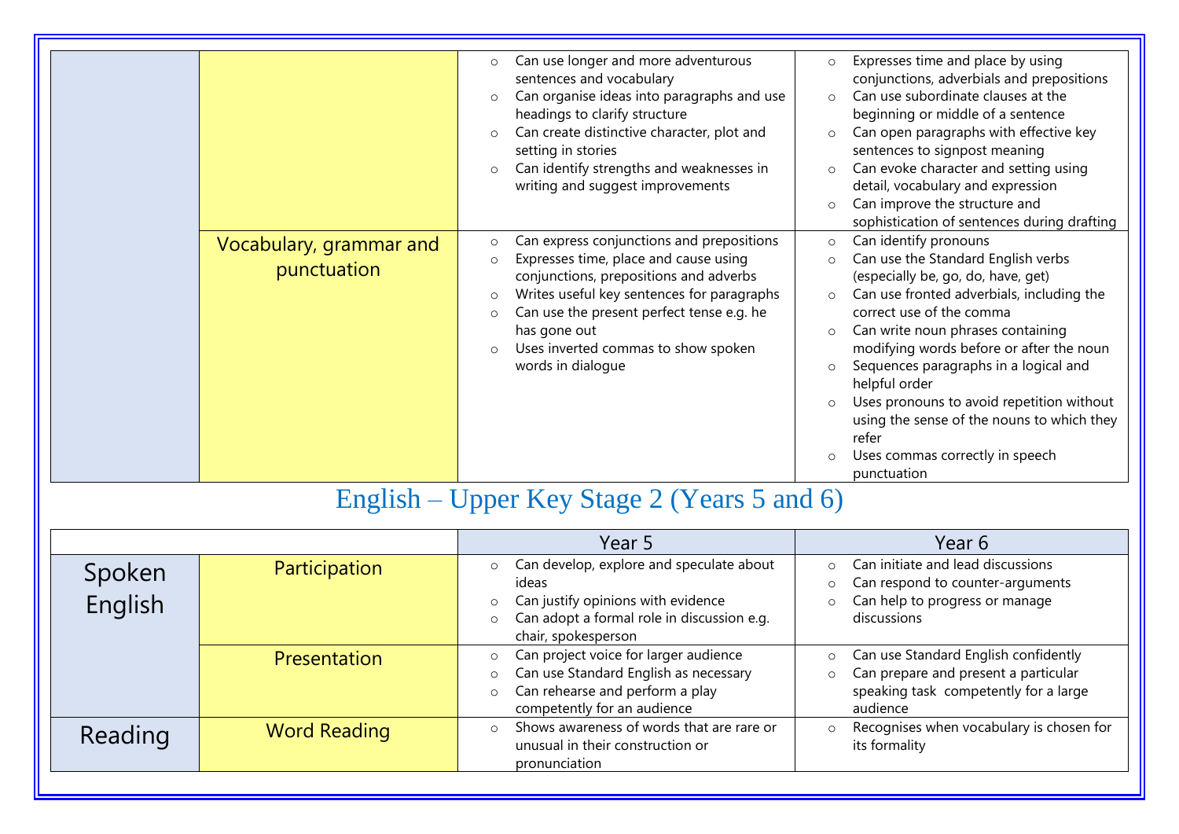| | | | |
|---|---|---|---|
| | | ○ Can use longer and more adventurous sentences and vocabulary<br>○ Can organise ideas into paragraphs and use headings to clarify structure<br>○ Can create distinctive character, plot and setting in stories<br>○ Can identify strengths and weaknesses in writing and suggest improvements | ○ Expresses time and place by using conjunctions, adverbials and prepositions<br>○ Can use subordinate clauses at the beginning or middle of a sentence<br>○ Can open paragraphs with effective key sentences to signpost meaning<br>○ Can evoke character and setting using detail, vocabulary and expression<br>○ Can improve the structure and sophistication of sentences during drafting |
| | Vocabulary, grammar and punctuation | ○ Can express conjunctions and prepositions<br>○ Expresses time, place and cause using conjunctions, prepositions and adverbs<br>○ Writes useful key sentences for paragraphs<br>○ Can use the present perfect tense e.g. he has gone out<br>○ Uses inverted commas to show spoken words in dialogue | ○ Can identify pronouns<br>○ Can use the Standard English verbs (especially be, go, do, have, get)<br>○ Can use fronted adverbials, including the correct use of the comma<br>○ Can write noun phrases containing modifying words before or after the noun<br>○ Sequences paragraphs in a logical and helpful order<br>○ Uses pronouns to avoid repetition without using the sense of the nouns to which they refer<br>○ Uses commas correctly in speech punctuation |

## English – Upper Key Stage 2 (Years 5 and 6)

| | | Year 5 | Year 6 |
|---|---|---|---|
| Spoken English | Participation | ○ Can develop, explore and speculate about ideas<br>○ Can justify opinions with evidence<br>○ Can adopt a formal role in discussion e.g. chair, spokesperson | ○ Can initiate and lead discussions<br>○ Can respond to counter-arguments<br>○ Can help to progress or manage discussions |
| | Presentation | ○ Can project voice for larger audience<br>○ Can use Standard English as necessary<br>○ Can rehearse and perform a play competently for an audience | ○ Can use Standard English confidently<br>○ Can prepare and present a particular speaking task competently for a large audience |
| Reading | Word Reading | ○ Shows awareness of words that are rare or unusual in their construction or pronunciation | ○ Recognises when vocabulary is chosen for its formality |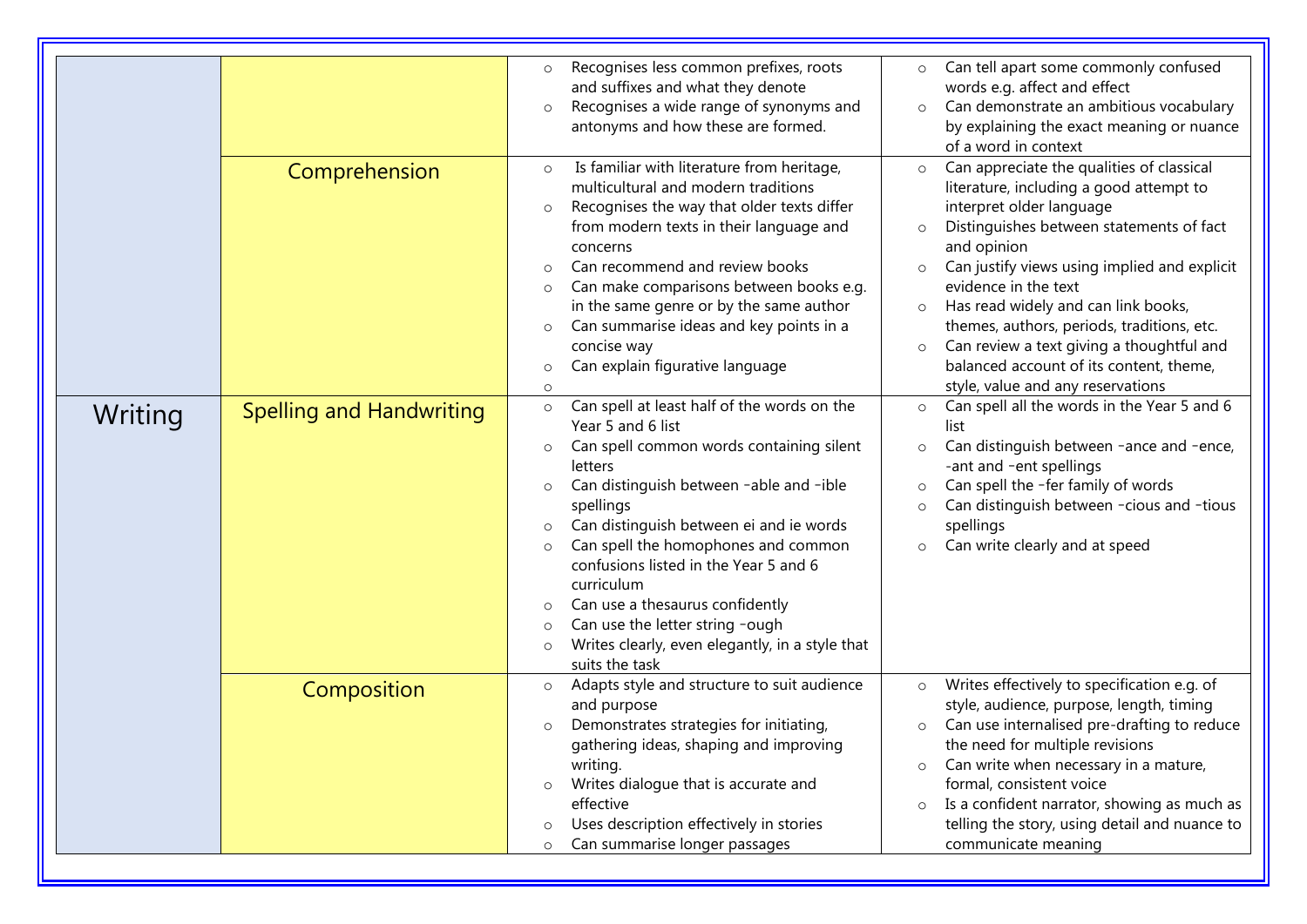| | | | |
|---|---|---|---|
| | | ○ Recognises less common prefixes, roots and suffixes and what they denote<br>○ Recognises a wide range of synonyms and antonyms and how these are formed. | ○ Can tell apart some commonly confused words e.g. affect and effect<br>○ Can demonstrate an ambitious vocabulary by explaining the exact meaning or nuance of a word in context |
| | Comprehension | ○ Is familiar with literature from heritage, multicultural and modern traditions<br>○ Recognises the way that older texts differ from modern texts in their language and concerns<br>○ Can recommend and review books<br>○ Can make comparisons between books e.g. in the same genre or by the same author<br>○ Can summarise ideas and key points in a concise way<br>○ Can explain figurative language<br>○ | ○ Can appreciate the qualities of classical literature, including a good attempt to interpret older language<br>○ Distinguishes between statements of fact and opinion<br>○ Can justify views using implied and explicit evidence in the text<br>○ Has read widely and can link books, themes, authors, periods, traditions, etc.<br>○ Can review a text giving a thoughtful and balanced account of its content, theme, style, value and any reservations |
| Writing | Spelling and Handwriting | ○ Can spell at least half of the words on the Year 5 and 6 list<br>○ Can spell common words containing silent letters<br>○ Can distinguish between -able and -ible spellings<br>○ Can distinguish between ei and ie words<br>○ Can spell the homophones and common confusions listed in the Year 5 and 6 curriculum<br>○ Can use a thesaurus confidently<br>○ Can use the letter string -ough<br>○ Writes clearly, even elegantly, in a style that suits the task | ○ Can spell all the words in the Year 5 and 6 list<br>○ Can distinguish between -ance and -ence, -ant and -ent spellings<br>○ Can spell the -fer family of words<br>○ Can distinguish between -cious and -tious spellings<br>○ Can write clearly and at speed |
| | Composition | ○ Adapts style and structure to suit audience and purpose<br>○ Demonstrates strategies for initiating, gathering ideas, shaping and improving writing.<br>○ Writes dialogue that is accurate and effective<br>○ Uses description effectively in stories<br>○ Can summarise longer passages | ○ Writes effectively to specification e.g. of style, audience, purpose, length, timing<br>○ Can use internalised pre-drafting to reduce the need for multiple revisions<br>○ Can write when necessary in a mature, formal, consistent voice<br>○ Is a confident narrator, showing as much as telling the story, using detail and nuance to communicate meaning |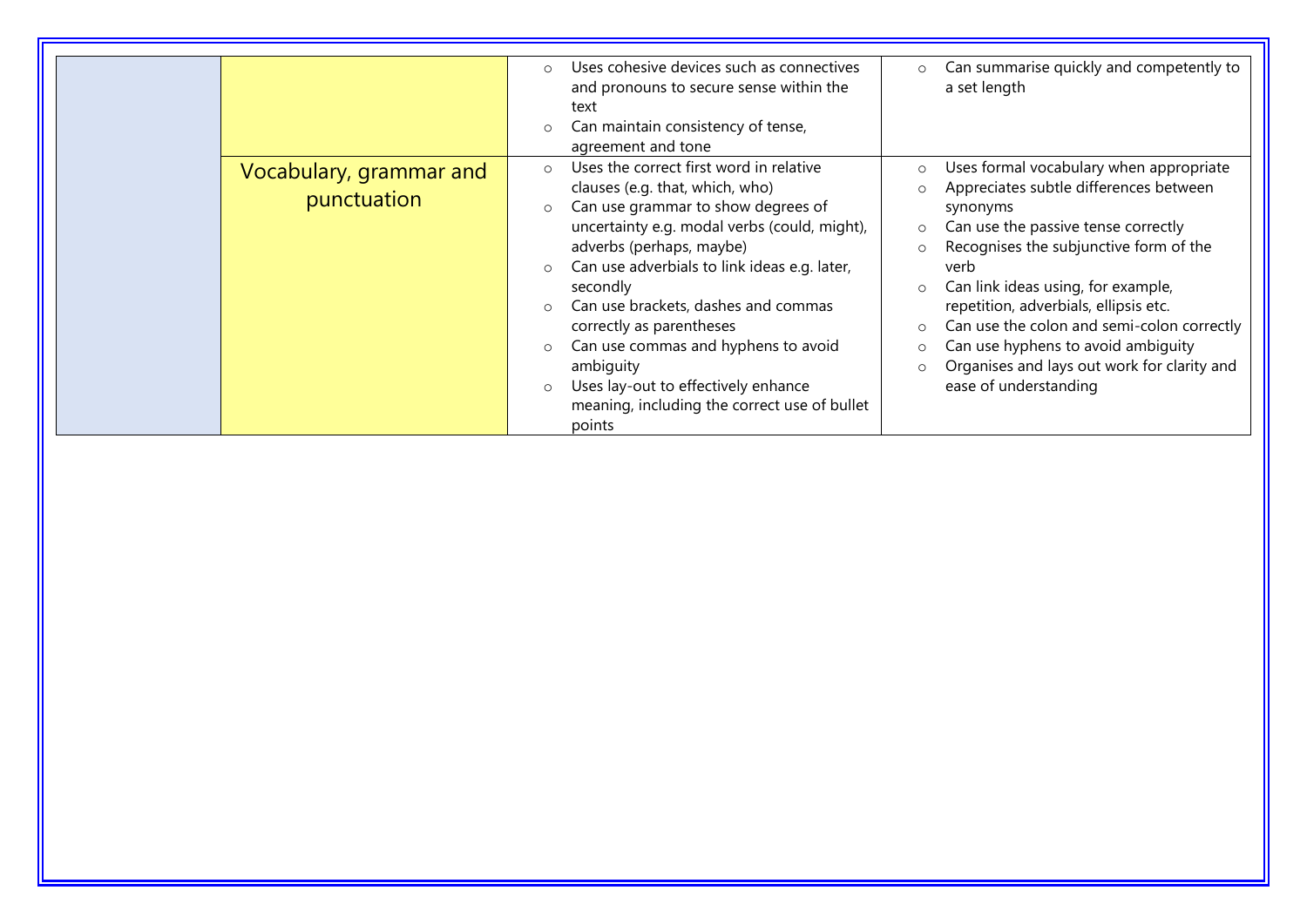| | | | |
|---|---|---|---|
| | | ○ Uses cohesive devices such as connectives and pronouns to secure sense within the text<br>○ Can maintain consistency of tense, agreement and tone | ○ Can summarise quickly and competently to a set length |
| | Vocabulary, grammar and punctuation | ○ Uses the correct first word in relative clauses (e.g. that, which, who)<br>○ Can use grammar to show degrees of uncertainty e.g. modal verbs (could, might), adverbs (perhaps, maybe)<br>○ Can use adverbials to link ideas e.g. later, secondly<br>○ Can use brackets, dashes and commas correctly as parentheses<br>○ Can use commas and hyphens to avoid ambiguity<br>○ Uses lay-out to effectively enhance meaning, including the correct use of bullet points | ○ Uses formal vocabulary when appropriate<br>○ Appreciates subtle differences between synonyms<br>○ Can use the passive tense correctly<br>○ Recognises the subjunctive form of the verb<br>○ Can link ideas using, for example, repetition, adverbials, ellipsis etc.<br>○ Can use the colon and semi-colon correctly<br>○ Can use hyphens to avoid ambiguity<br>○ Organises and lays out work for clarity and ease of understanding |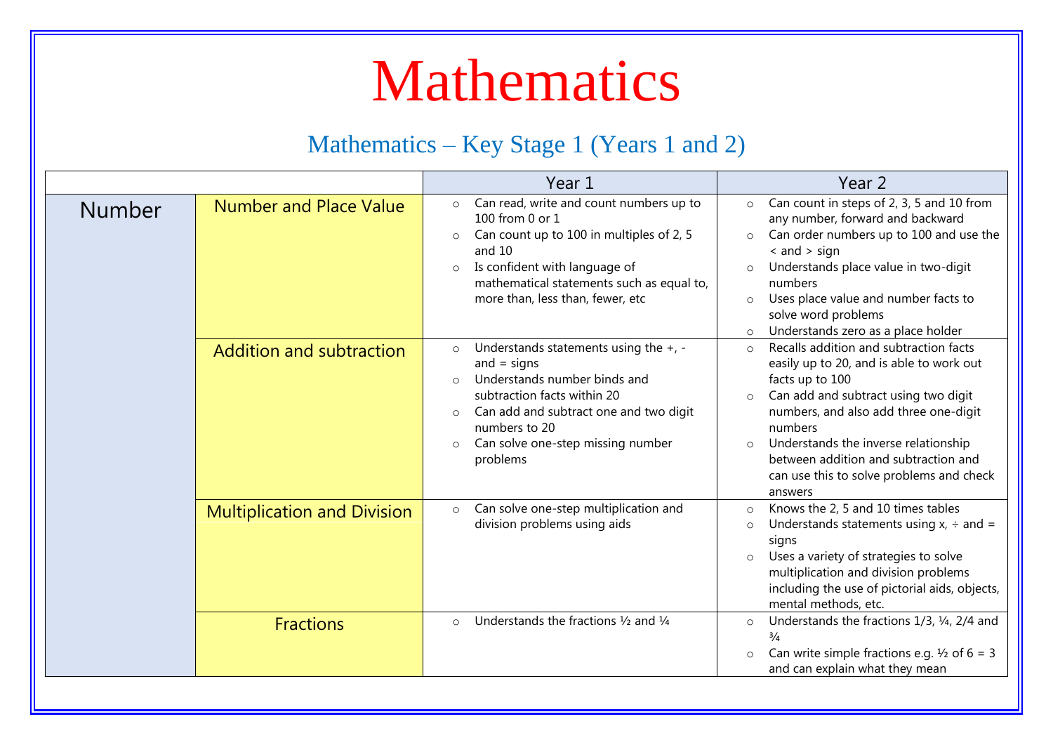# Mathematics

## Mathematics – Key Stage 1 (Years 1 and 2)

| | | Year 1 | Year 2 |
|---|---|---|---|
| Number | Number and Place Value | ○ Can read, write and count numbers up to 100 from 0 or 1<br>○ Can count up to 100 in multiples of 2, 5 and 10<br>○ Is confident with language of mathematical statements such as equal to, more than, less than, fewer, etc | ○ Can count in steps of 2, 3, 5 and 10 from any number, forward and backward<br>○ Can order numbers up to 100 and use the < and > sign<br>○ Understands place value in two-digit numbers<br>○ Uses place value and number facts to solve word problems<br>○ Understands zero as a place holder |
| | Addition and subtraction | ○ Understands statements using the +, - and = signs<br>○ Understands number binds and subtraction facts within 20<br>○ Can add and subtract one and two digit numbers to 20<br>○ Can solve one-step missing number problems | ○ Recalls addition and subtraction facts easily up to 20, and is able to work out facts up to 100<br>○ Can add and subtract using two digit numbers, and also add three one-digit numbers<br>○ Understands the inverse relationship between addition and subtraction and can use this to solve problems and check answers |
| | Multiplication and Division | ○ Can solve one-step multiplication and division problems using aids | ○ Knows the 2, 5 and 10 times tables<br>○ Understands statements using x, ÷ and = signs<br>○ Uses a variety of strategies to solve multiplication and division problems including the use of pictorial aids, objects, mental methods, etc. |
| | Fractions | ○ Understands the fractions ½ and ¼ | ○ Understands the fractions 1/3, ¼, 2/4 and ¾<br>○ Can write simple fractions e.g. ½ of 6 = 3 and can explain what they mean |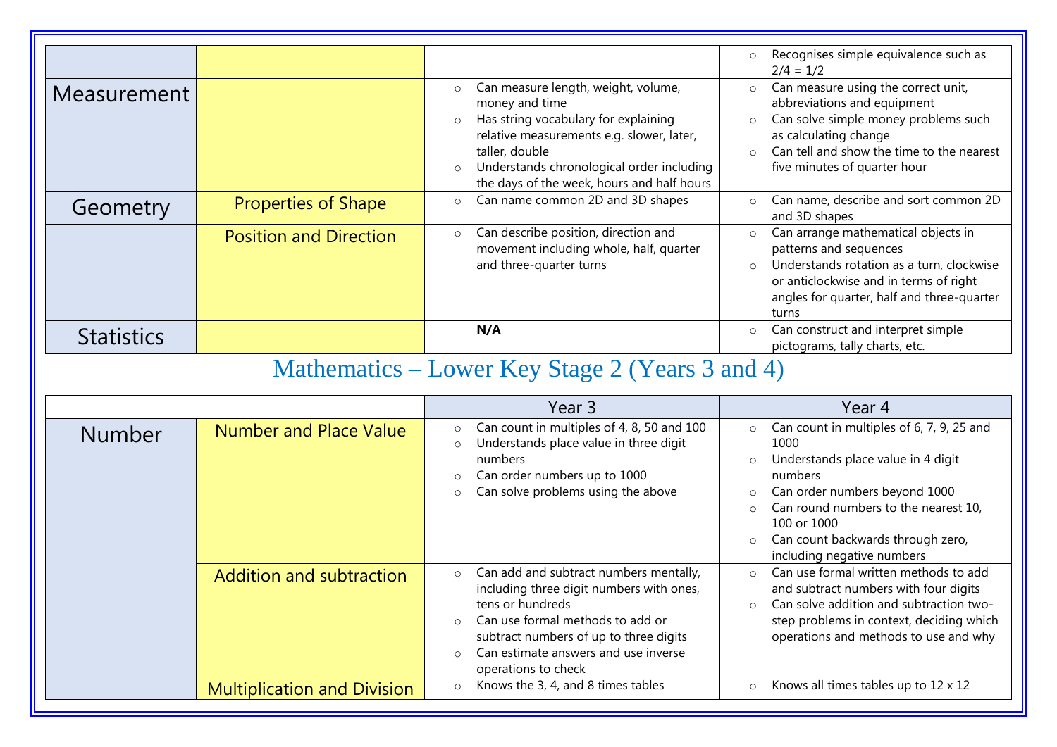| | | | |
|---|---|---|---|
| | | | <ul><li>Recognises simple equivalence such as 2/4 = 1/2</li></ul> |
| Measurement | | <ul><li>Can measure length, weight, volume, money and time</li><li>Has string vocabulary for explaining relative measurements e.g. slower, later, taller, double</li><li>Understands chronological order including the days of the week, hours and half hours</li></ul> | <ul><li>Can measure using the correct unit, abbreviations and equipment</li><li>Can solve simple money problems such as calculating change</li><li>Can tell and show the time to the nearest five minutes of quarter hour</li></ul> |
| Geometry | Properties of Shape | <ul><li>Can name common 2D and 3D shapes</li></ul> | <ul><li>Can name, describe and sort common 2D and 3D shapes</li></ul> |
| | Position and Direction | <ul><li>Can describe position, direction and movement including whole, half, quarter and three-quarter turns</li></ul> | <ul><li>Can arrange mathematical objects in patterns and sequences</li><li>Understands rotation as a turn, clockwise or anticlockwise and in terms of right angles for quarter, half and three-quarter turns</li></ul> |
| Statistics | | **N/A** | <ul><li>Can construct and interpret simple pictograms, tally charts, etc.</li></ul> |

## Mathematics – Lower Key Stage 2 (Years 3 and 4)

| | | Year 3 | Year 4 |
|---|---|---|---|
| Number | Number and Place Value | <ul><li>Can count in multiples of 4, 8, 50 and 100</li><li>Understands place value in three digit numbers</li><li>Can order numbers up to 1000</li><li>Can solve problems using the above</li></ul> | <ul><li>Can count in multiples of 6, 7, 9, 25 and 1000</li><li>Understands place value in 4 digit numbers</li><li>Can order numbers beyond 1000</li><li>Can round numbers to the nearest 10, 100 or 1000</li><li>Can count backwards through zero, including negative numbers</li></ul> |
| | Addition and subtraction | <ul><li>Can add and subtract numbers mentally, including three digit numbers with ones, tens or hundreds</li><li>Can use formal methods to add or subtract numbers of up to three digits</li><li>Can estimate answers and use inverse operations to check</li></ul> | <ul><li>Can use formal written methods to add and subtract numbers with four digits</li><li>Can solve addition and subtraction two-step problems in context, deciding which operations and methods to use and why</li></ul> |
| | Multiplication and Division | <ul><li>Knows the 3, 4, and 8 times tables</li></ul> | <ul><li>Knows all times tables up to 12 x 12</li></ul> |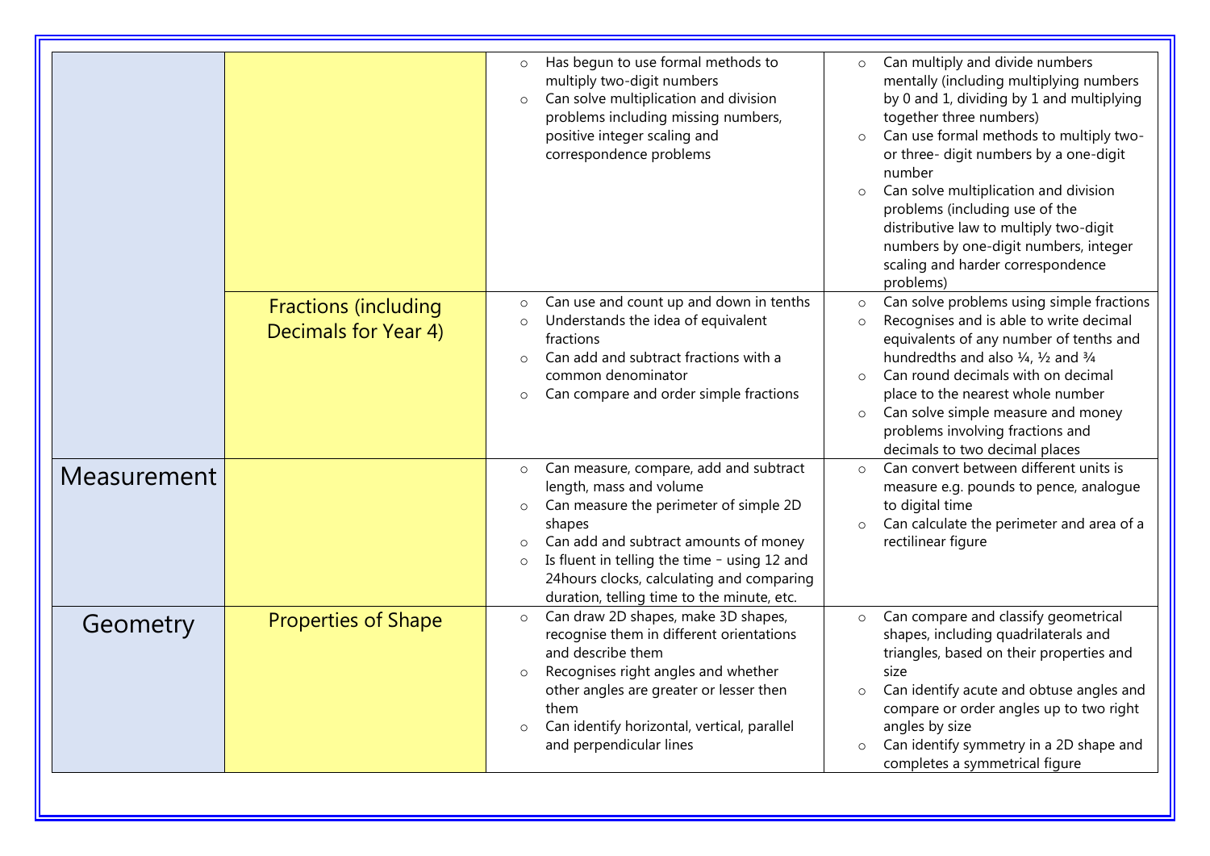| | | | |
|---|---|---|---|
| | | ○ Has begun to use formal methods to multiply two-digit numbers<br>○ Can solve multiplication and division problems including missing numbers, positive integer scaling and correspondence problems | ○ Can multiply and divide numbers mentally (including multiplying numbers by 0 and 1, dividing by 1 and multiplying together three numbers)<br>○ Can use formal methods to multiply two- or three- digit numbers by a one-digit number<br>○ Can solve multiplication and division problems (including use of the distributive law to multiply two-digit numbers by one-digit numbers, integer scaling and harder correspondence problems) |
| | Fractions (including Decimals for Year 4) | ○ Can use and count up and down in tenths<br>○ Understands the idea of equivalent fractions<br>○ Can add and subtract fractions with a common denominator<br>○ Can compare and order simple fractions | ○ Can solve problems using simple fractions<br>○ Recognises and is able to write decimal equivalents of any number of tenths and hundredths and also ¼, ½ and ¾<br>○ Can round decimals with on decimal place to the nearest whole number<br>○ Can solve simple measure and money problems involving fractions and decimals to two decimal places |
| Measurement | | ○ Can measure, compare, add and subtract length, mass and volume<br>○ Can measure the perimeter of simple 2D shapes<br>○ Can add and subtract amounts of money<br>○ Is fluent in telling the time – using 12 and 24hours clocks, calculating and comparing duration, telling time to the minute, etc. | ○ Can convert between different units is measure e.g. pounds to pence, analogue to digital time<br>○ Can calculate the perimeter and area of a rectilinear figure |
| Geometry | Properties of Shape | ○ Can draw 2D shapes, make 3D shapes, recognise them in different orientations and describe them<br>○ Recognises right angles and whether other angles are greater or lesser then them<br>○ Can identify horizontal, vertical, parallel and perpendicular lines | ○ Can compare and classify geometrical shapes, including quadrilaterals and triangles, based on their properties and size<br>○ Can identify acute and obtuse angles and compare or order angles up to two right angles by size<br>○ Can identify symmetry in a 2D shape and completes a symmetrical figure |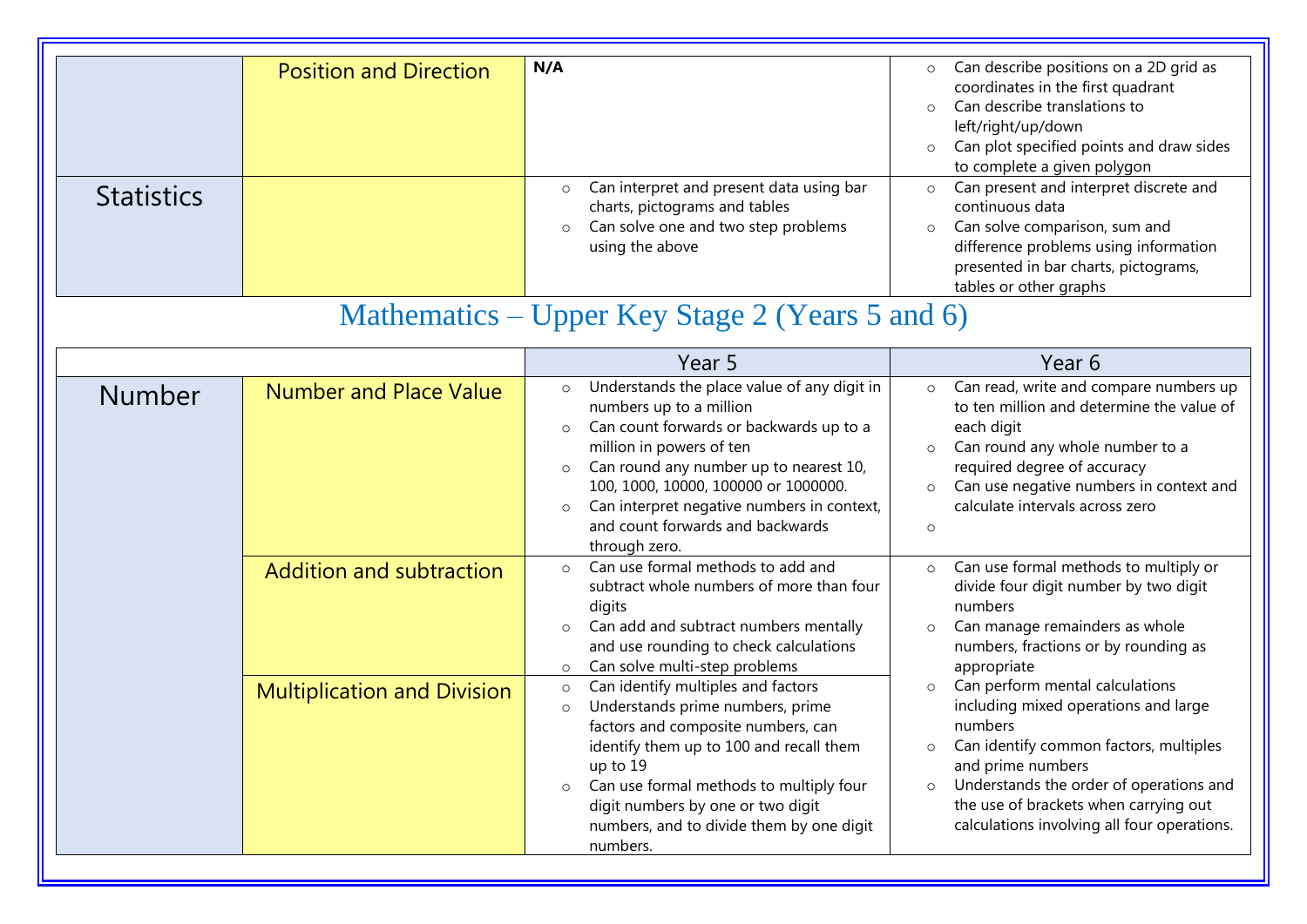| | | | |
|---|---|---|---|
| | Position and Direction | **N/A** | <ul><li>Can describe positions on a 2D grid as coordinates in the first quadrant</li><li>Can describe translations to left/right/up/down</li><li>Can plot specified points and draw sides to complete a given polygon</li></ul> |
| Statistics | | <ul><li>Can interpret and present data using bar charts, pictograms and tables</li><li>Can solve one and two step problems using the above</li></ul> | <ul><li>Can present and interpret discrete and continuous data</li><li>Can solve comparison, sum and difference problems using information presented in bar charts, pictograms, tables or other graphs</li></ul> |

## Mathematics – Upper Key Stage 2 (Years 5 and 6)

| | | Year 5 | Year 6 |
|---|---|---|---|
| Number | Number and Place Value | <ul><li>Understands the place value of any digit in numbers up to a million</li><li>Can count forwards or backwards up to a million in powers of ten</li><li>Can round any number up to nearest 10, 100, 1000, 10000, 100000 or 1000000.</li><li>Can interpret negative numbers in context, and count forwards and backwards through zero.</li></ul> | <ul><li>Can read, write and compare numbers up to ten million and determine the value of each digit</li><li>Can round any whole number to a required degree of accuracy</li><li>Can use negative numbers in context and calculate intervals across zero</li><li></li></ul> |
| | Addition and subtraction | <ul><li>Can use formal methods to add and subtract whole numbers of more than four digits</li><li>Can add and subtract numbers mentally and use rounding to check calculations</li><li>Can solve multi-step problems</li></ul> | <ul><li>Can use formal methods to multiply or divide four digit number by two digit numbers</li><li>Can manage remainders as whole numbers, fractions or by rounding as appropriate</li><li>Can perform mental calculations including mixed operations and large numbers</li><li>Can identify common factors, multiples and prime numbers</li><li>Understands the order of operations and the use of brackets when carrying out calculations involving all four operations.</li></ul> |
| | Multiplication and Division | <ul><li>Can identify multiples and factors</li><li>Understands prime numbers, prime factors and composite numbers, can identify them up to 100 and recall them up to 19</li><li>Can use formal methods to multiply four digit numbers by one or two digit numbers, and to divide them by one digit numbers.</li></ul> | |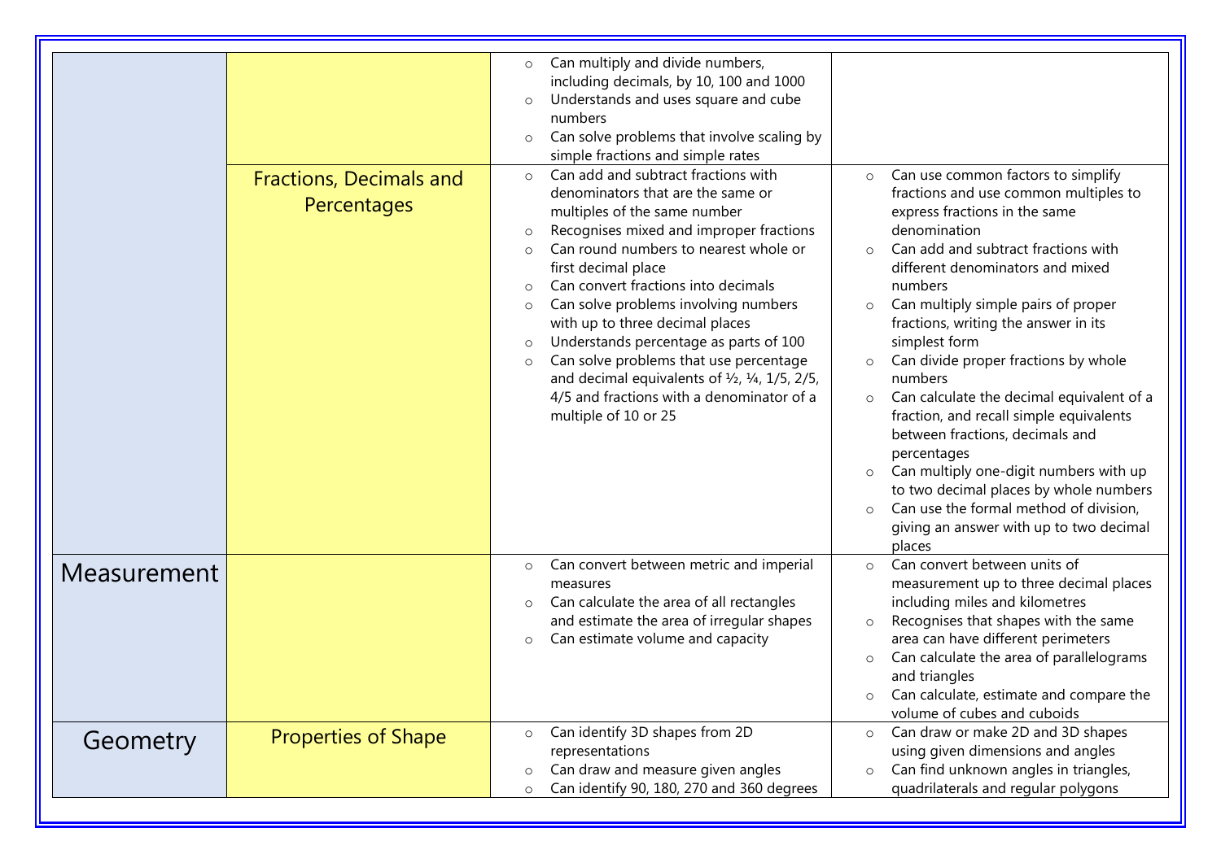| | | | |
|---|---|---|---|
| | | <ul><li>Can multiply and divide numbers, including decimals, by 10, 100 and 1000</li><li>Understands and uses square and cube numbers</li><li>Can solve problems that involve scaling by simple fractions and simple rates</li></ul> | |
| | Fractions, Decimals and Percentages | <ul><li>Can add and subtract fractions with denominators that are the same or multiples of the same number</li><li>Recognises mixed and improper fractions</li><li>Can round numbers to nearest whole or first decimal place</li><li>Can convert fractions into decimals</li><li>Can solve problems involving numbers with up to three decimal places</li><li>Understands percentage as parts of 100</li><li>Can solve problems that use percentage and decimal equivalents of ½, ¼, 1/5, 2/5, 4/5 and fractions with a denominator of a multiple of 10 or 25</li></ul> | <ul><li>Can use common factors to simplify fractions and use common multiples to express fractions in the same denomination</li><li>Can add and subtract fractions with different denominators and mixed numbers</li><li>Can multiply simple pairs of proper fractions, writing the answer in its simplest form</li><li>Can divide proper fractions by whole numbers</li><li>Can calculate the decimal equivalent of a fraction, and recall simple equivalents between fractions, decimals and percentages</li><li>Can multiply one-digit numbers with up to two decimal places by whole numbers</li><li>Can use the formal method of division, giving an answer with up to two decimal places</li></ul> |
| Measurement | | <ul><li>Can convert between metric and imperial measures</li><li>Can calculate the area of all rectangles and estimate the area of irregular shapes</li><li>Can estimate volume and capacity</li></ul> | <ul><li>Can convert between units of measurement up to three decimal places including miles and kilometres</li><li>Recognises that shapes with the same area can have different perimeters</li><li>Can calculate the area of parallelograms and triangles</li><li>Can calculate, estimate and compare the volume of cubes and cuboids</li></ul> |
| Geometry | Properties of Shape | <ul><li>Can identify 3D shapes from 2D representations</li><li>Can draw and measure given angles</li><li>Can identify 90, 180, 270 and 360 degrees</li></ul> | <ul><li>Can draw or make 2D and 3D shapes using given dimensions and angles</li><li>Can find unknown angles in triangles, quadrilaterals and regular polygons</li></ul> |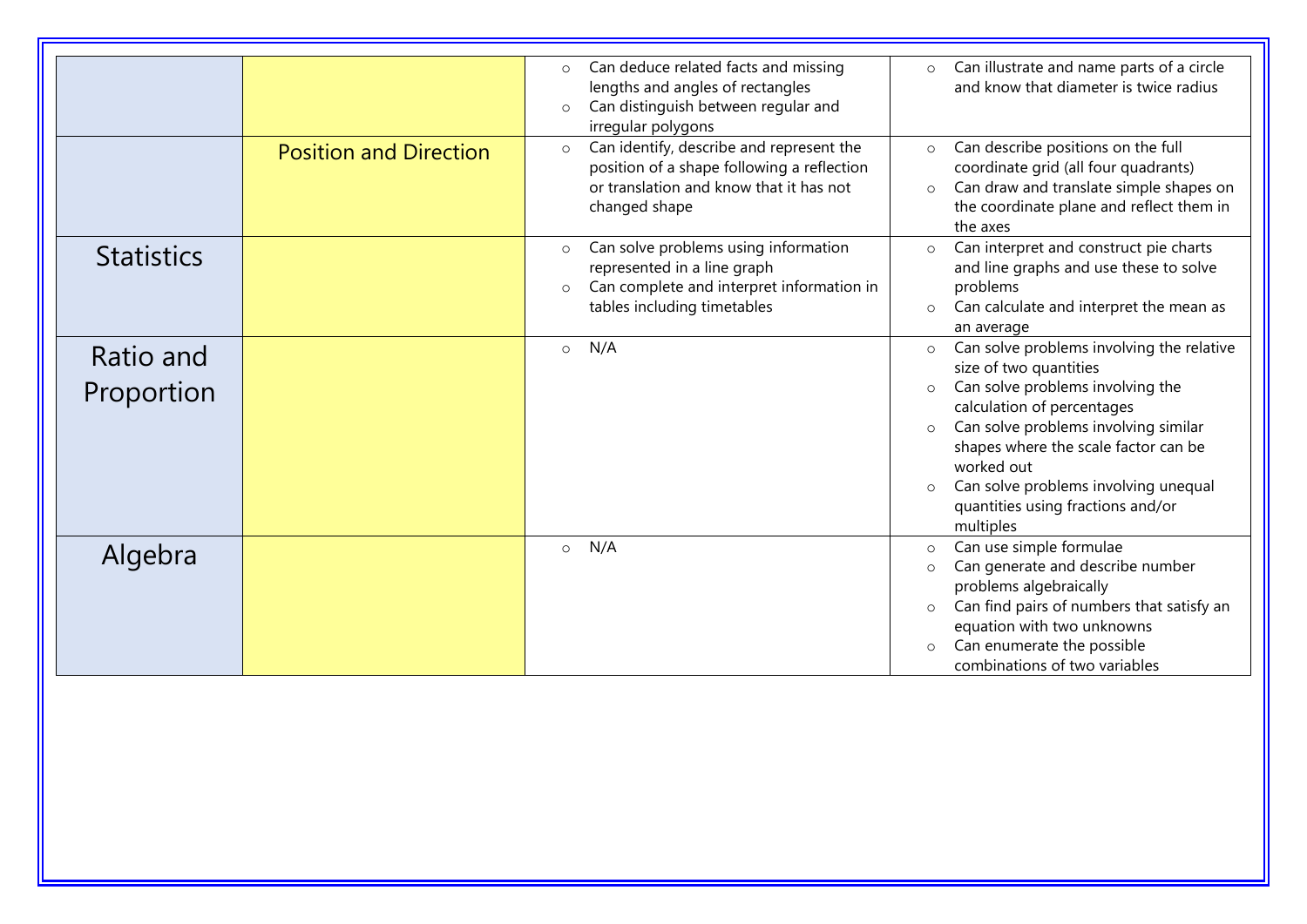| | | | |
|---|---|---|---|
| | | ○ Can deduce related facts and missing lengths and angles of rectangles<br>○ Can distinguish between regular and irregular polygons | ○ Can illustrate and name parts of a circle and know that diameter is twice radius |
| | Position and Direction | ○ Can identify, describe and represent the position of a shape following a reflection or translation and know that it has not changed shape | ○ Can describe positions on the full coordinate grid (all four quadrants)<br>○ Can draw and translate simple shapes on the coordinate plane and reflect them in the axes |
| Statistics | | ○ Can solve problems using information represented in a line graph<br>○ Can complete and interpret information in tables including timetables | ○ Can interpret and construct pie charts and line graphs and use these to solve problems<br>○ Can calculate and interpret the mean as an average |
| Ratio and Proportion | | ○ N/A | ○ Can solve problems involving the relative size of two quantities<br>○ Can solve problems involving the calculation of percentages<br>○ Can solve problems involving similar shapes where the scale factor can be worked out<br>○ Can solve problems involving unequal quantities using fractions and/or multiples |
| Algebra | | ○ N/A | ○ Can use simple formulae<br>○ Can generate and describe number problems algebraically<br>○ Can find pairs of numbers that satisfy an equation with two unknowns<br>○ Can enumerate the possible combinations of two variables |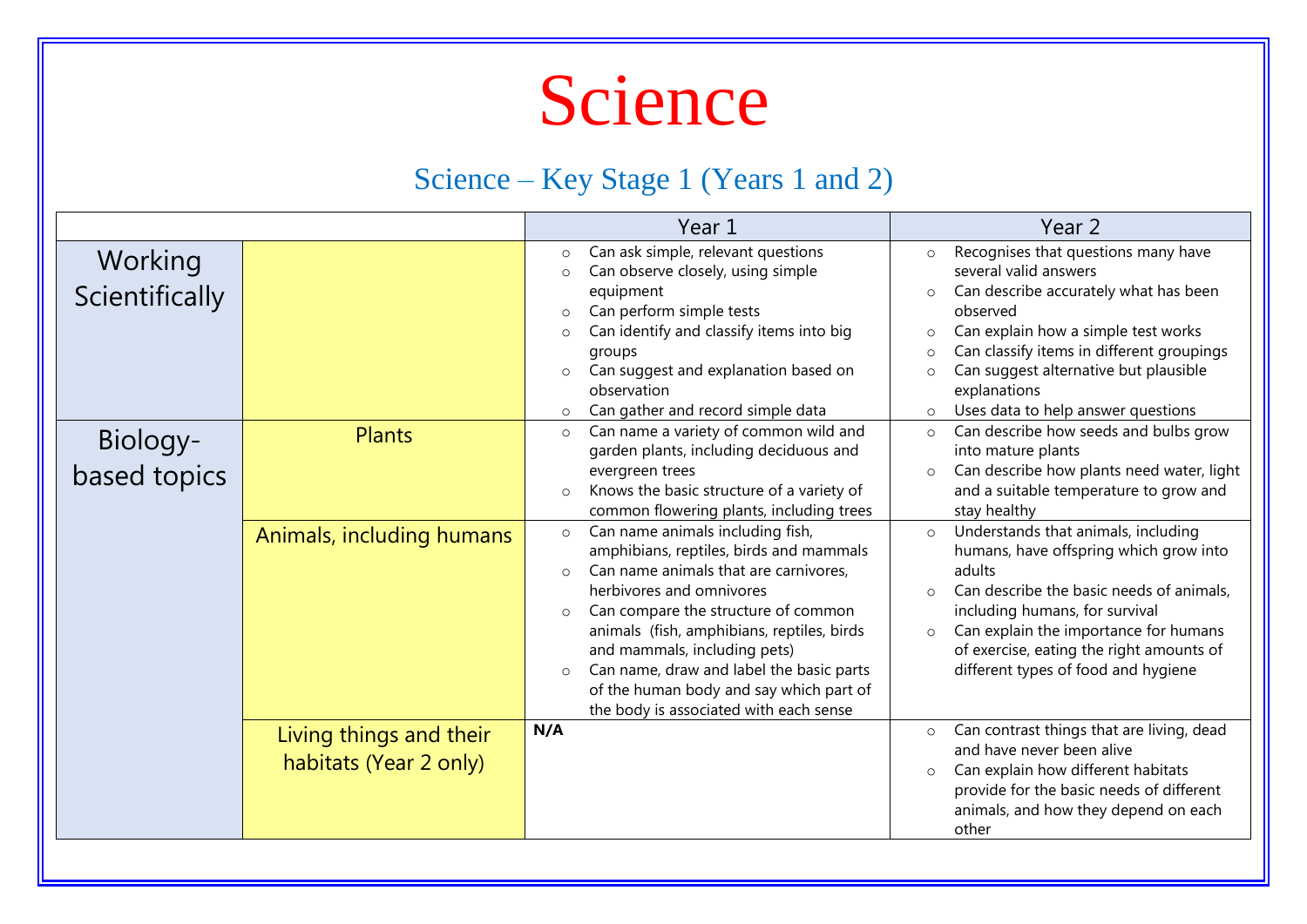# Science

## Science – Key Stage 1 (Years 1 and 2)

| | | Year 1 | Year 2 |
|---|---|---|---|
| Working Scientifically | | ○ Can ask simple, relevant questions<br>○ Can observe closely, using simple equipment<br>○ Can perform simple tests<br>○ Can identify and classify items into big groups<br>○ Can suggest and explanation based on observation<br>○ Can gather and record simple data | ○ Recognises that questions many have several valid answers<br>○ Can describe accurately what has been observed<br>○ Can explain how a simple test works<br>○ Can classify items in different groupings<br>○ Can suggest alternative but plausible explanations<br>○ Uses data to help answer questions |
| Biology-based topics | Plants | ○ Can name a variety of common wild and garden plants, including deciduous and evergreen trees<br>○ Knows the basic structure of a variety of common flowering plants, including trees | ○ Can describe how seeds and bulbs grow into mature plants<br>○ Can describe how plants need water, light and a suitable temperature to grow and stay healthy |
| | Animals, including humans | ○ Can name animals including fish, amphibians, reptiles, birds and mammals<br>○ Can name animals that are carnivores, herbivores and omnivores<br>○ Can compare the structure of common animals (fish, amphibians, reptiles, birds and mammals, including pets)<br>○ Can name, draw and label the basic parts of the human body and say which part of the body is associated with each sense | ○ Understands that animals, including humans, have offspring which grow into adults<br>○ Can describe the basic needs of animals, including humans, for survival<br>○ Can explain the importance for humans of exercise, eating the right amounts of different types of food and hygiene |
| | Living things and their habitats (Year 2 only) | **N/A** | ○ Can contrast things that are living, dead and have never been alive<br>○ Can explain how different habitats provide for the basic needs of different animals, and how they depend on each other |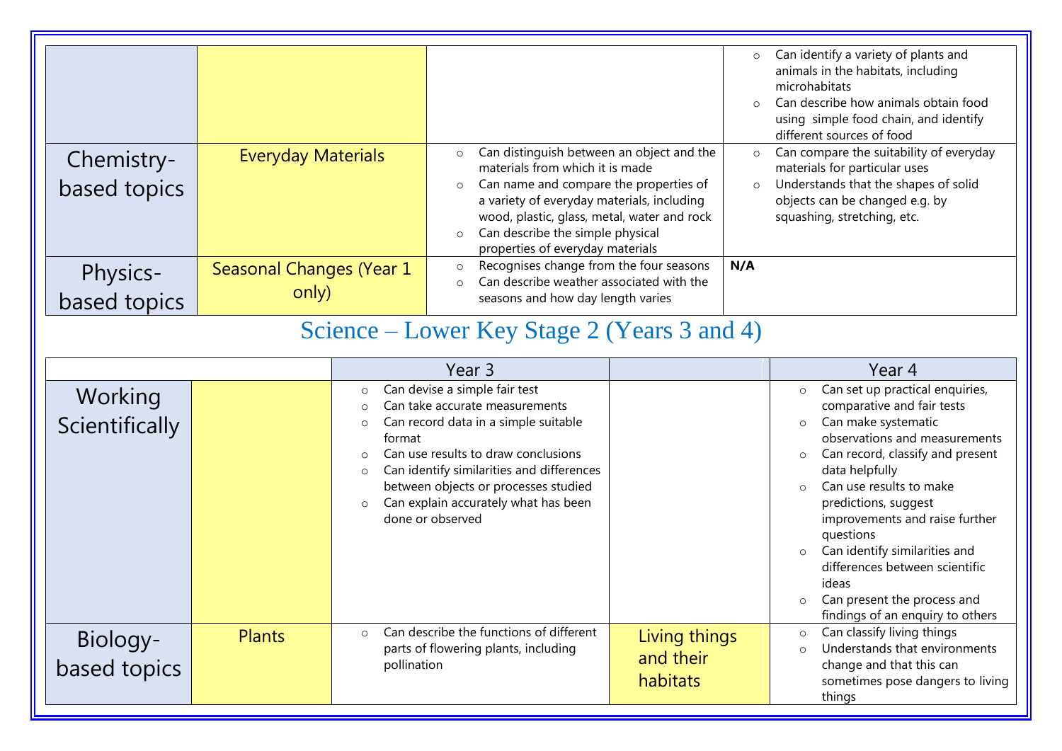| | | | |
|---|---|---|---|
| | | | ○ Can identify a variety of plants and animals in the habitats, including microhabitats<br>○ Can describe how animals obtain food using simple food chain, and identify different sources of food |
| Chemistry-based topics | Everyday Materials | ○ Can distinguish between an object and the materials from which it is made<br>○ Can name and compare the properties of a variety of everyday materials, including wood, plastic, glass, metal, water and rock<br>○ Can describe the simple physical properties of everyday materials | ○ Can compare the suitability of everyday materials for particular uses<br>○ Understands that the shapes of solid objects can be changed e.g. by squashing, stretching, etc. |
| Physics-based topics | Seasonal Changes (Year 1 only) | ○ Recognises change from the four seasons<br>○ Can describe weather associated with the seasons and how day length varies | **N/A** |

## Science – Lower Key Stage 2 (Years 3 and 4)

| | | Year 3 | | Year 4 |
|---|---|---|---|---|
| Working Scientifically | | ○ Can devise a simple fair test<br>○ Can take accurate measurements<br>○ Can record data in a simple suitable format<br>○ Can use results to draw conclusions<br>○ Can identify similarities and differences between objects or processes studied<br>○ Can explain accurately what has been done or observed | | ○ Can set up practical enquiries, comparative and fair tests<br>○ Can make systematic observations and measurements<br>○ Can record, classify and present data helpfully<br>○ Can use results to make predictions, suggest improvements and raise further questions<br>○ Can identify similarities and differences between scientific ideas<br>○ Can present the process and findings of an enquiry to others |
| Biology-based topics | Plants | ○ Can describe the functions of different parts of flowering plants, including pollination | Living things and their habitats | ○ Can classify living things<br>○ Understands that environments change and that this can sometimes pose dangers to living things |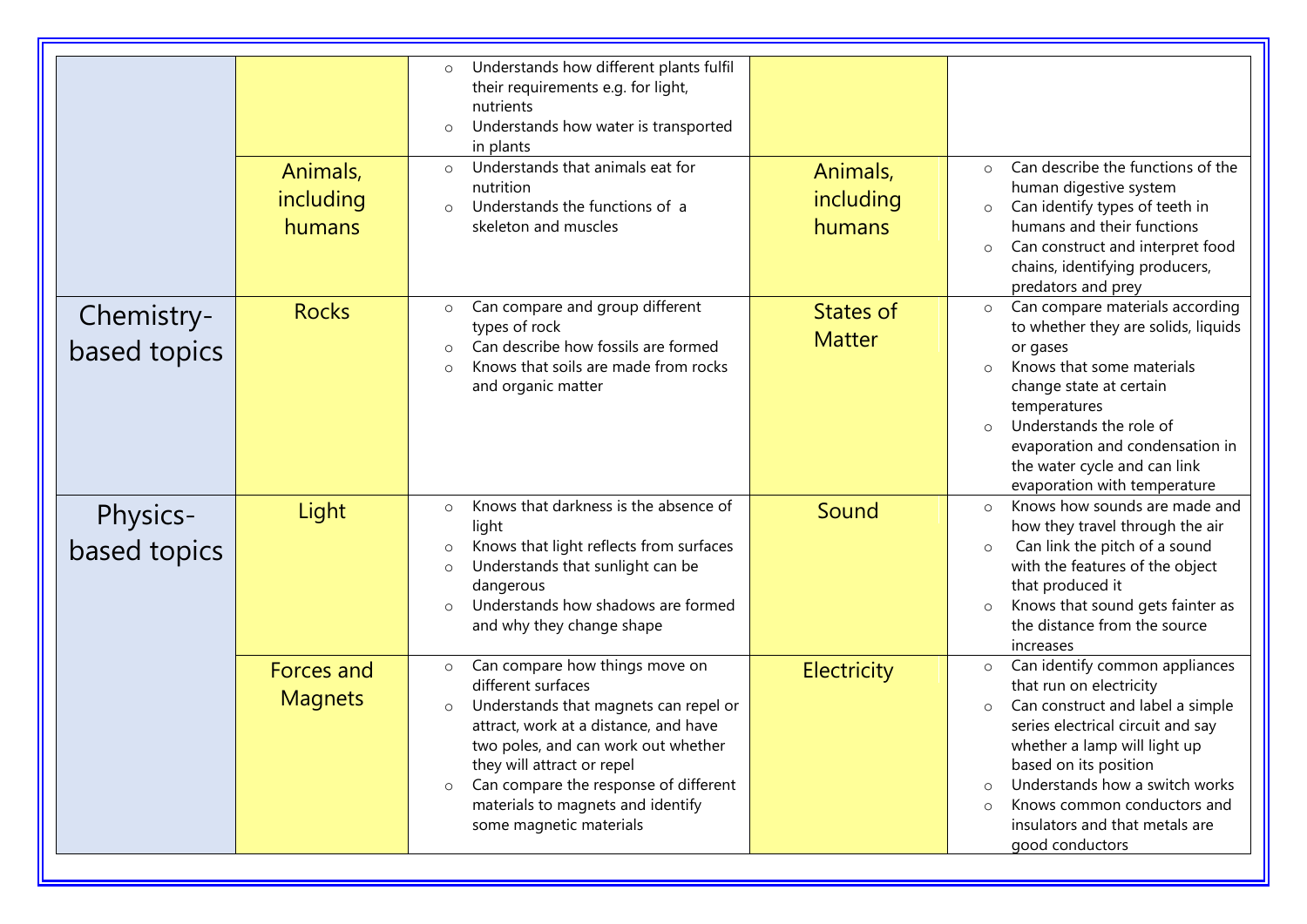|  |  |  |  |  |
|---|---|---|---|---|
|  |  | <ul><li>Understands how different plants fulfil their requirements e.g. for light, nutrients</li><li>Understands how water is transported in plants</li></ul> |  |  |
|  | Animals, including humans | <ul><li>Understands that animals eat for nutrition</li><li>Understands the functions of a skeleton and muscles</li></ul> | Animals, including humans | <ul><li>Can describe the functions of the human digestive system</li><li>Can identify types of teeth in humans and their functions</li><li>Can construct and interpret food chains, identifying producers, predators and prey</li></ul> |
| Chemistry-based topics | Rocks | <ul><li>Can compare and group different types of rock</li><li>Can describe how fossils are formed</li><li>Knows that soils are made from rocks and organic matter</li></ul> | States of Matter | <ul><li>Can compare materials according to whether they are solids, liquids or gases</li><li>Knows that some materials change state at certain temperatures</li><li>Understands the role of evaporation and condensation in the water cycle and can link evaporation with temperature</li></ul> |
| Physics-based topics | Light | <ul><li>Knows that darkness is the absence of light</li><li>Knows that light reflects from surfaces</li><li>Understands that sunlight can be dangerous</li><li>Understands how shadows are formed and why they change shape</li></ul> | Sound | <ul><li>Knows how sounds are made and how they travel through the air</li><li>Can link the pitch of a sound with the features of the object that produced it</li><li>Knows that sound gets fainter as the distance from the source increases</li></ul> |
|  | Forces and Magnets | <ul><li>Can compare how things move on different surfaces</li><li>Understands that magnets can repel or attract, work at a distance, and have two poles, and can work out whether they will attract or repel</li><li>Can compare the response of different materials to magnets and identify some magnetic materials</li></ul> | Electricity | <ul><li>Can identify common appliances that run on electricity</li><li>Can construct and label a simple series electrical circuit and say whether a lamp will light up based on its position</li><li>Understands how a switch works</li><li>Knows common conductors and insulators and that metals are good conductors</li></ul> |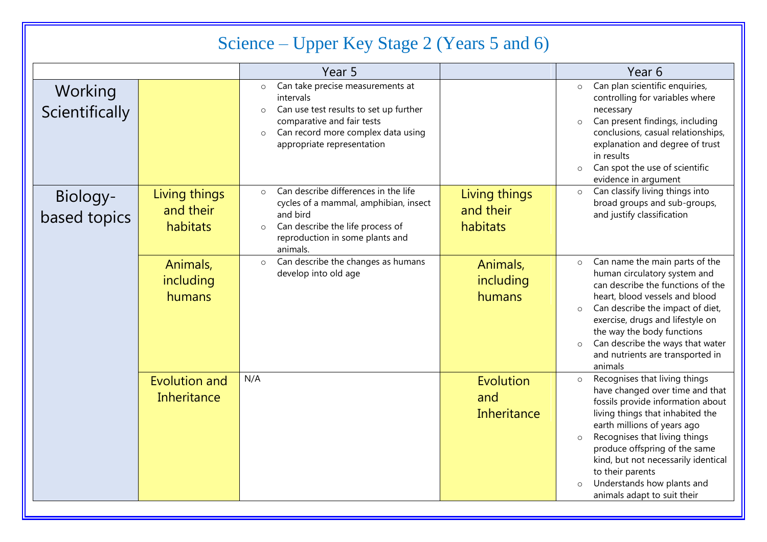# Science – Upper Key Stage 2 (Years 5 and 6)

| | | Year 5 | | Year 6 |
|---|---|---|---|---|
| Working Scientifically | | ○ Can take precise measurements at intervals<br>○ Can use test results to set up further comparative and fair tests<br>○ Can record more complex data using appropriate representation | | ○ Can plan scientific enquiries, controlling for variables where necessary<br>○ Can present findings, including conclusions, casual relationships, explanation and degree of trust in results<br>○ Can spot the use of scientific evidence in argument |
| Biology-based topics | Living things and their habitats | ○ Can describe differences in the life cycles of a mammal, amphibian, insect and bird<br>○ Can describe the life process of reproduction in some plants and animals. | Living things and their habitats | ○ Can classify living things into broad groups and sub-groups, and justify classification |
| | Animals, including humans | ○ Can describe the changes as humans develop into old age | Animals, including humans | ○ Can name the main parts of the human circulatory system and can describe the functions of the heart, blood vessels and blood<br>○ Can describe the impact of diet, exercise, drugs and lifestyle on the way the body functions<br>○ Can describe the ways that water and nutrients are transported in animals |
| | Evolution and Inheritance | N/A | Evolution and Inheritance | ○ Recognises that living things have changed over time and that fossils provide information about living things that inhabited the earth millions of years ago<br>○ Recognises that living things produce offspring of the same kind, but not necessarily identical to their parents<br>○ Understands how plants and animals adapt to suit their |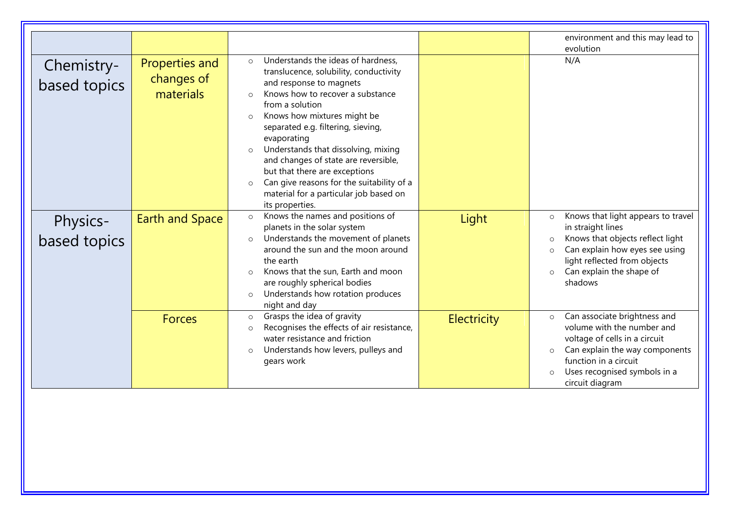| | | | | |
|---|---|---|---|---|
| | | | | environment and this may lead to evolution |
| Chemistry-based topics | Properties and changes of materials | ○ Understands the ideas of hardness, translucence, solubility, conductivity and response to magnets<br>○ Knows how to recover a substance from a solution<br>○ Knows how mixtures might be separated e.g. filtering, sieving, evaporating<br>○ Understands that dissolving, mixing and changes of state are reversible, but that there are exceptions<br>○ Can give reasons for the suitability of a material for a particular job based on its properties. | | N/A |
| Physics-based topics | Earth and Space | ○ Knows the names and positions of planets in the solar system<br>○ Understands the movement of planets around the sun and the moon around the earth<br>○ Knows that the sun, Earth and moon are roughly spherical bodies<br>○ Understands how rotation produces night and day | Light | ○ Knows that light appears to travel in straight lines<br>○ Knows that objects reflect light<br>○ Can explain how eyes see using light reflected from objects<br>○ Can explain the shape of shadows |
| | Forces | ○ Grasps the idea of gravity<br>○ Recognises the effects of air resistance, water resistance and friction<br>○ Understands how levers, pulleys and gears work | Electricity | ○ Can associate brightness and volume with the number and voltage of cells in a circuit<br>○ Can explain the way components function in a circuit<br>○ Uses recognised symbols in a circuit diagram |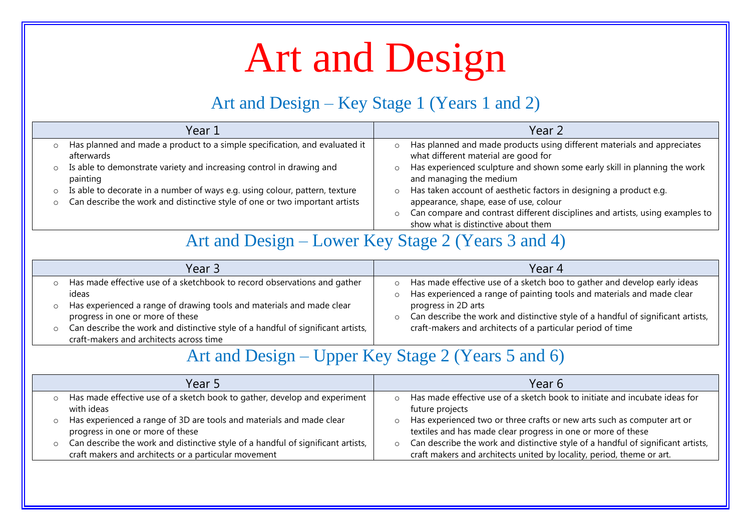# Art and Design

## Art and Design – Key Stage 1 (Years 1 and 2)

| Year 1 | Year 2 |
| --- | --- |
| ○ Has planned and made a product to a simple specification, and evaluated it afterwards<br>○ Is able to demonstrate variety and increasing control in drawing and painting<br>○ Is able to decorate in a number of ways e.g. using colour, pattern, texture<br>○ Can describe the work and distinctive style of one or two important artists | ○ Has planned and made products using different materials and appreciates what different material are good for<br>○ Has experienced sculpture and shown some early skill in planning the work and managing the medium<br>○ Has taken account of aesthetic factors in designing a product e.g. appearance, shape, ease of use, colour<br>○ Can compare and contrast different disciplines and artists, using examples to show what is distinctive about them |

## Art and Design – Lower Key Stage 2 (Years 3 and 4)

| Year 3 | Year 4 |
| --- | --- |
| ○ Has made effective use of a sketchbook to record observations and gather ideas<br>○ Has experienced a range of drawing tools and materials and made clear progress in one or more of these<br>○ Can describe the work and distinctive style of a handful of significant artists, craft-makers and architects across time | ○ Has made effective use of a sketch boo to gather and develop early ideas<br>○ Has experienced a range of painting tools and materials and made clear progress in 2D arts<br>○ Can describe the work and distinctive style of a handful of significant artists, craft-makers and architects of a particular period of time |

## Art and Design – Upper Key Stage 2 (Years 5 and 6)

| Year 5 | Year 6 |
| --- | --- |
| ○ Has made effective use of a sketch book to gather, develop and experiment with ideas<br>○ Has experienced a range of 3D are tools and materials and made clear progress in one or more of these<br>○ Can describe the work and distinctive style of a handful of significant artists, craft makers and architects or a particular movement | ○ Has made effective use of a sketch book to initiate and incubate ideas for future projects<br>○ Has experienced two or three crafts or new arts such as computer art or textiles and has made clear progress in one or more of these<br>○ Can describe the work and distinctive style of a handful of significant artists, craft makers and architects united by locality, period, theme or art. |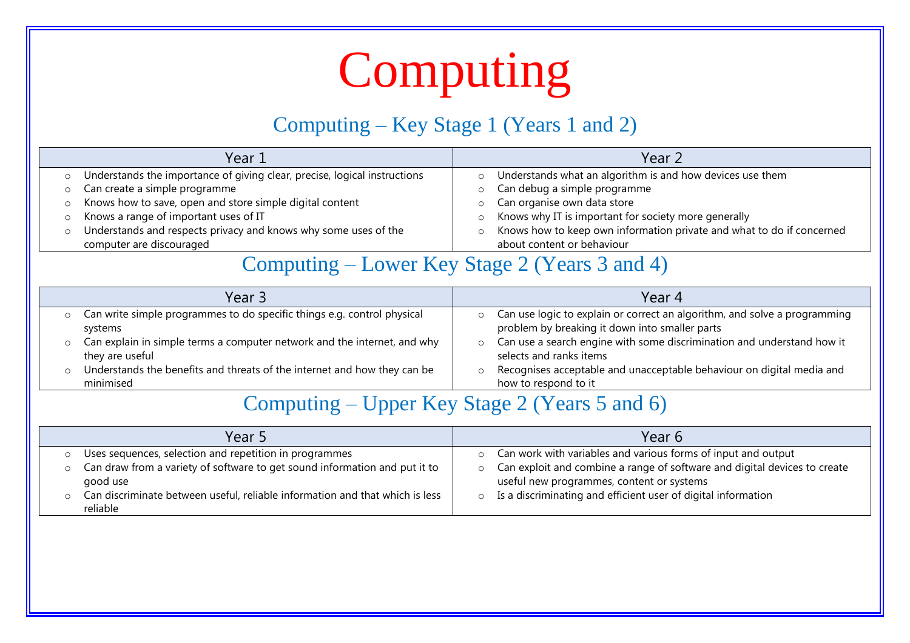# Computing

## Computing – Key Stage 1 (Years 1 and 2)

| Year 1 | Year 2 |
| --- | --- |
| ○ Understands the importance of giving clear, precise, logical instructions<br>○ Can create a simple programme<br>○ Knows how to save, open and store simple digital content<br>○ Knows a range of important uses of IT<br>○ Understands and respects privacy and knows why some uses of the computer are discouraged | ○ Understands what an algorithm is and how devices use them<br>○ Can debug a simple programme<br>○ Can organise own data store<br>○ Knows why IT is important for society more generally<br>○ Knows how to keep own information private and what to do if concerned about content or behaviour |

## Computing – Lower Key Stage 2 (Years 3 and 4)

| Year 3 | Year 4 |
| --- | --- |
| ○ Can write simple programmes to do specific things e.g. control physical systems<br>○ Can explain in simple terms a computer network and the internet, and why they are useful<br>○ Understands the benefits and threats of the internet and how they can be minimised | ○ Can use logic to explain or correct an algorithm, and solve a programming problem by breaking it down into smaller parts<br>○ Can use a search engine with some discrimination and understand how it selects and ranks items<br>○ Recognises acceptable and unacceptable behaviour on digital media and how to respond to it |

## Computing – Upper Key Stage 2 (Years 5 and 6)

| Year 5 | Year 6 |
| --- | --- |
| ○ Uses sequences, selection and repetition in programmes<br>○ Can draw from a variety of software to get sound information and put it to good use<br>○ Can discriminate between useful, reliable information and that which is less reliable | ○ Can work with variables and various forms of input and output<br>○ Can exploit and combine a range of software and digital devices to create useful new programmes, content or systems<br>○ Is a discriminating and efficient user of digital information |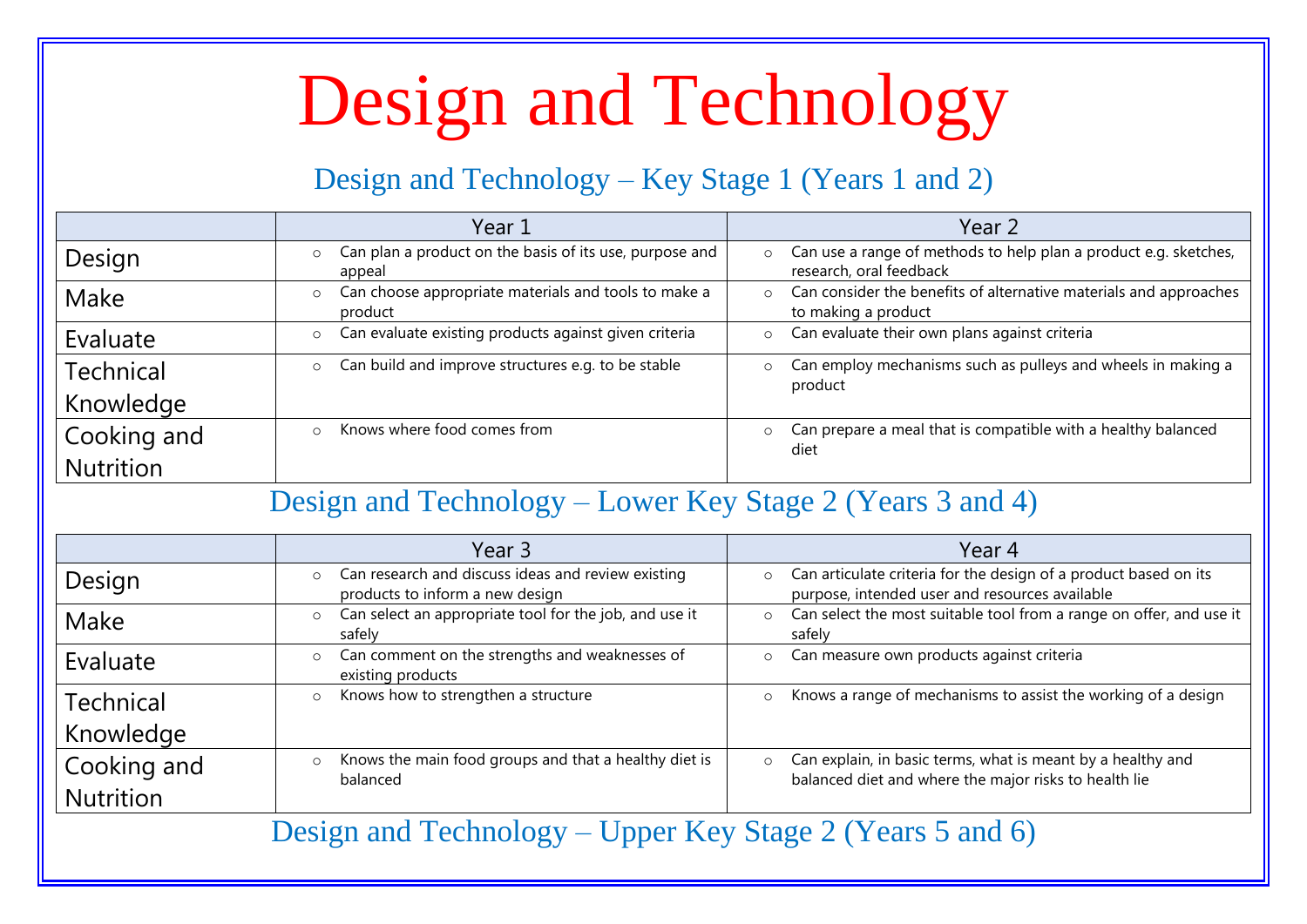# Design and Technology

## Design and Technology – Key Stage 1 (Years 1 and 2)

| | Year 1 | Year 2 |
|---|---|---|
| Design | ○ Can plan a product on the basis of its use, purpose and appeal | ○ Can use a range of methods to help plan a product e.g. sketches, research, oral feedback |
| Make | ○ Can choose appropriate materials and tools to make a product | ○ Can consider the benefits of alternative materials and approaches to making a product |
| Evaluate | ○ Can evaluate existing products against given criteria | ○ Can evaluate their own plans against criteria |
| Technical Knowledge | ○ Can build and improve structures e.g. to be stable | ○ Can employ mechanisms such as pulleys and wheels in making a product |
| Cooking and Nutrition | ○ Knows where food comes from | ○ Can prepare a meal that is compatible with a healthy balanced diet |

## Design and Technology – Lower Key Stage 2 (Years 3 and 4)

| | Year 3 | Year 4 |
|---|---|---|
| Design | ○ Can research and discuss ideas and review existing products to inform a new design | ○ Can articulate criteria for the design of a product based on its purpose, intended user and resources available |
| Make | ○ Can select an appropriate tool for the job, and use it safely | ○ Can select the most suitable tool from a range on offer, and use it safely |
| Evaluate | ○ Can comment on the strengths and weaknesses of existing products | ○ Can measure own products against criteria |
| Technical Knowledge | ○ Knows how to strengthen a structure | ○ Knows a range of mechanisms to assist the working of a design |
| Cooking and Nutrition | ○ Knows the main food groups and that a healthy diet is balanced | ○ Can explain, in basic terms, what is meant by a healthy and balanced diet and where the major risks to health lie |

## Design and Technology – Upper Key Stage 2 (Years 5 and 6)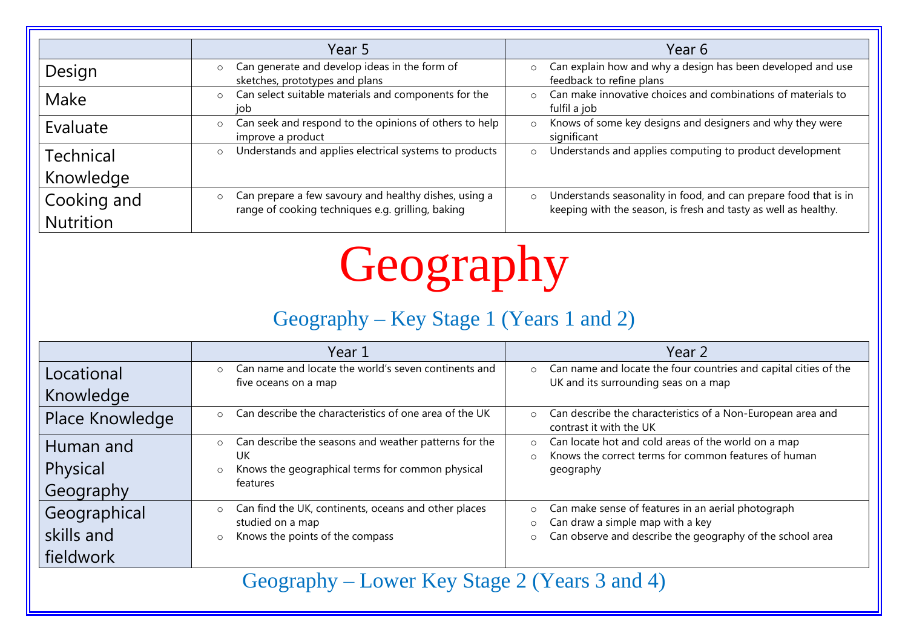| | Year 5 | Year 6 |
|---|---|---|
| Design | ○ Can generate and develop ideas in the form of sketches, prototypes and plans | ○ Can explain how and why a design has been developed and use feedback to refine plans |
| Make | ○ Can select suitable materials and components for the job | ○ Can make innovative choices and combinations of materials to fulfil a job |
| Evaluate | ○ Can seek and respond to the opinions of others to help improve a product | ○ Knows of some key designs and designers and why they were significant |
| Technical Knowledge | ○ Understands and applies electrical systems to products | ○ Understands and applies computing to product development |
| Cooking and Nutrition | ○ Can prepare a few savoury and healthy dishes, using a range of cooking techniques e.g. grilling, baking | ○ Understands seasonality in food, and can prepare food that is in keeping with the season, is fresh and tasty as well as healthy. |

# Geography

## Geography – Key Stage 1 (Years 1 and 2)

| | Year 1 | Year 2 |
|---|---|---|
| Locational Knowledge | ○ Can name and locate the world's seven continents and five oceans on a map | ○ Can name and locate the four countries and capital cities of the UK and its surrounding seas on a map |
| Place Knowledge | ○ Can describe the characteristics of one area of the UK | ○ Can describe the characteristics of a Non-European area and contrast it with the UK |
| Human and Physical Geography | ○ Can describe the seasons and weather patterns for the UK<br>○ Knows the geographical terms for common physical features | ○ Can locate hot and cold areas of the world on a map<br>○ Knows the correct terms for common features of human geography |
| Geographical skills and fieldwork | ○ Can find the UK, continents, oceans and other places studied on a map<br>○ Knows the points of the compass | ○ Can make sense of features in an aerial photograph<br>○ Can draw a simple map with a key<br>○ Can observe and describe the geography of the school area |

## Geography – Lower Key Stage 2 (Years 3 and 4)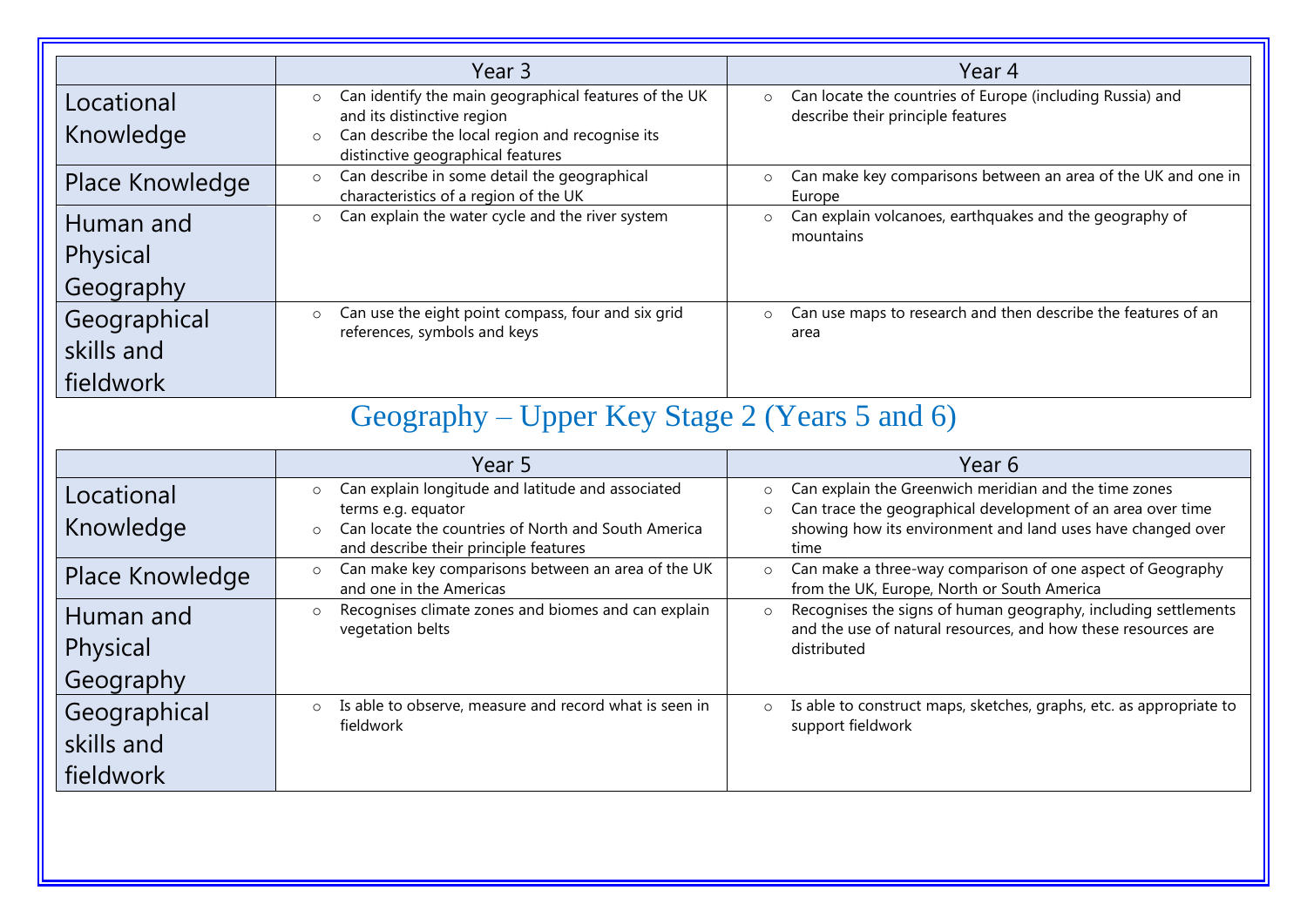| | Year 3 | Year 4 |
|---|---|---|
| Locational Knowledge | ○ Can identify the main geographical features of the UK and its distinctive region<br>○ Can describe the local region and recognise its distinctive geographical features | ○ Can locate the countries of Europe (including Russia) and describe their principle features |
| Place Knowledge | ○ Can describe in some detail the geographical characteristics of a region of the UK | ○ Can make key comparisons between an area of the UK and one in Europe |
| Human and Physical Geography | ○ Can explain the water cycle and the river system | ○ Can explain volcanoes, earthquakes and the geography of mountains |
| Geographical skills and fieldwork | ○ Can use the eight point compass, four and six grid references, symbols and keys | ○ Can use maps to research and then describe the features of an area |

## Geography – Upper Key Stage 2 (Years 5 and 6)

| | Year 5 | Year 6 |
|---|---|---|
| Locational Knowledge | ○ Can explain longitude and latitude and associated terms e.g. equator<br>○ Can locate the countries of North and South America and describe their principle features | ○ Can explain the Greenwich meridian and the time zones<br>○ Can trace the geographical development of an area over time showing how its environment and land uses have changed over time |
| Place Knowledge | ○ Can make key comparisons between an area of the UK and one in the Americas | ○ Can make a three-way comparison of one aspect of Geography from the UK, Europe, North or South America |
| Human and Physical Geography | ○ Recognises climate zones and biomes and can explain vegetation belts | ○ Recognises the signs of human geography, including settlements and the use of natural resources, and how these resources are distributed |
| Geographical skills and fieldwork | ○ Is able to observe, measure and record what is seen in fieldwork | ○ Is able to construct maps, sketches, graphs, etc. as appropriate to support fieldwork |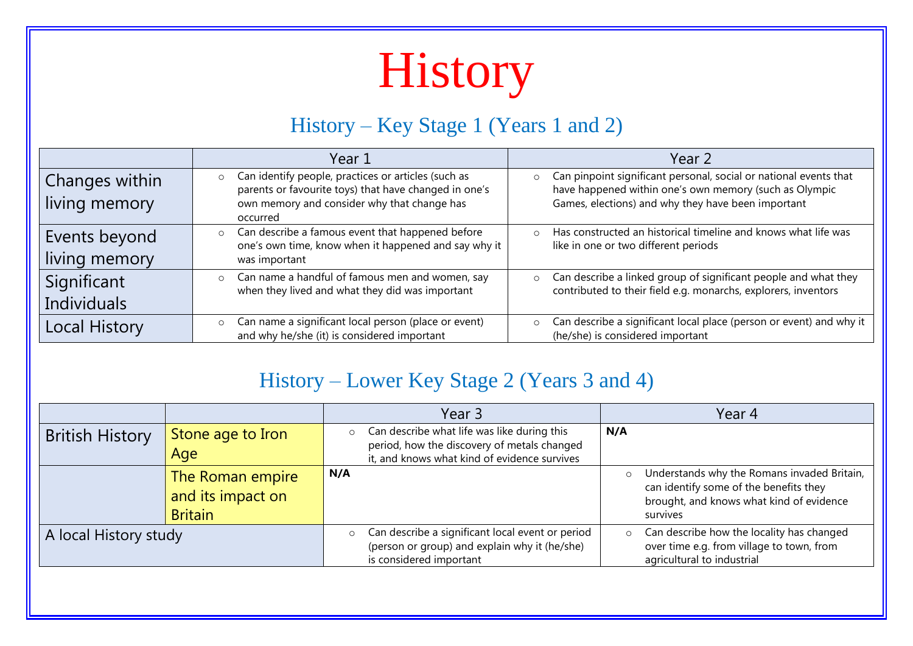# History

## History – Key Stage 1 (Years 1 and 2)

| | Year 1 | Year 2 |
|---|---|---|
| Changes within living memory | ○ Can identify people, practices or articles (such as parents or favourite toys) that have changed in one's own memory and consider why that change has occurred | ○ Can pinpoint significant personal, social or national events that have happened within one's own memory (such as Olympic Games, elections) and why they have been important |
| Events beyond living memory | ○ Can describe a famous event that happened before one's own time, know when it happened and say why it was important | ○ Has constructed an historical timeline and knows what life was like in one or two different periods |
| Significant Individuals | ○ Can name a handful of famous men and women, say when they lived and what they did was important | ○ Can describe a linked group of significant people and what they contributed to their field e.g. monarchs, explorers, inventors |
| Local History | ○ Can name a significant local person (place or event) and why he/she (it) is considered important | ○ Can describe a significant local place (person or event) and why it (he/she) is considered important |

## History – Lower Key Stage 2 (Years 3 and 4)

| | | Year 3 | Year 4 |
|---|---|---|---|
| British History | Stone age to Iron Age | ○ Can describe what life was like during this period, how the discovery of metals changed it, and knows what kind of evidence survives | **N/A** |
| | The Roman empire and its impact on Britain | **N/A** | ○ Understands why the Romans invaded Britain, can identify some of the benefits they brought, and knows what kind of evidence survives |
| A local History study | | ○ Can describe a significant local event or period (person or group) and explain why it (he/she) is considered important | ○ Can describe how the locality has changed over time e.g. from village to town, from agricultural to industrial |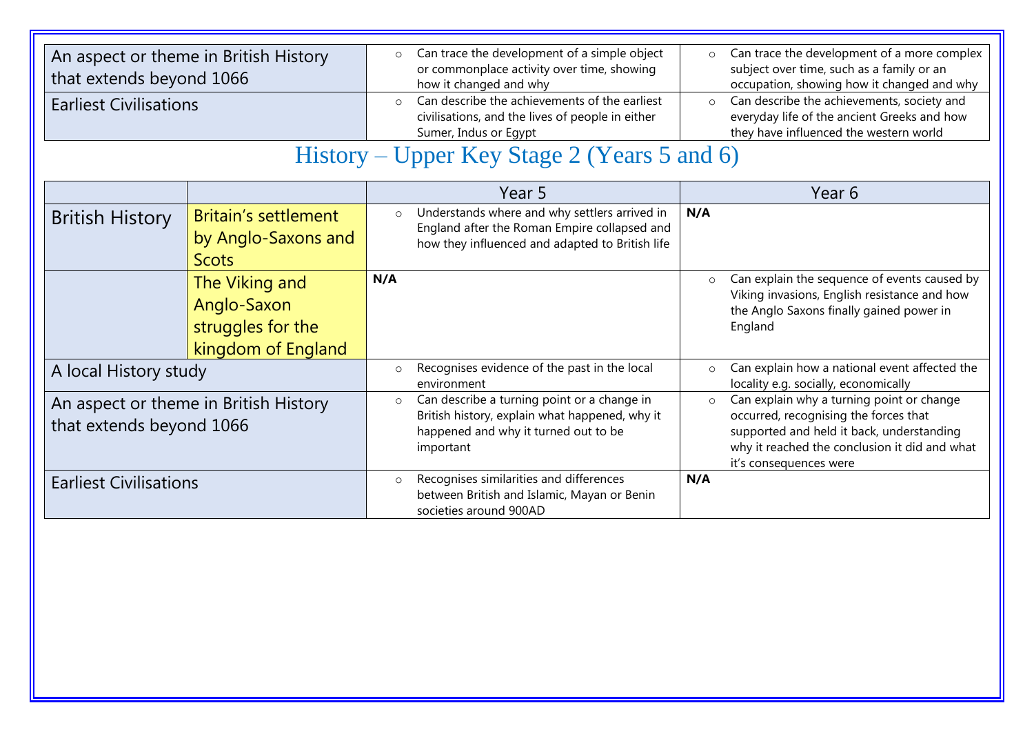| | | |
|---|---|---|
| An aspect or theme in British History that extends beyond 1066 | Can trace the development of a simple object or commonplace activity over time, showing how it changed and why | Can trace the development of a more complex subject over time, such as a family or an occupation, showing how it changed and why |
| Earliest Civilisations | Can describe the achievements of the earliest civilisations, and the lives of people in either Sumer, Indus or Egypt | Can describe the achievements, society and everyday life of the ancient Greeks and how they have influenced the western world |

# History – Upper Key Stage 2 (Years 5 and 6)

| | | Year 5 | Year 6 |
|---|---|---|---|
| British History | Britain's settlement by Anglo-Saxons and Scots | Understands where and why settlers arrived in England after the Roman Empire collapsed and how they influenced and adapted to British life | **N/A** |
| | The Viking and Anglo-Saxon struggles for the kingdom of England | **N/A** | Can explain the sequence of events caused by Viking invasions, English resistance and how the Anglo Saxons finally gained power in England |
| A local History study | | Recognises evidence of the past in the local environment | Can explain how a national event affected the locality e.g. socially, economically |
| An aspect or theme in British History that extends beyond 1066 | | Can describe a turning point or a change in British history, explain what happened, why it happened and why it turned out to be important | Can explain why a turning point or change occurred, recognising the forces that supported and held it back, understanding why it reached the conclusion it did and what it's consequences were |
| Earliest Civilisations | | Recognises similarities and differences between British and Islamic, Mayan or Benin societies around 900AD | **N/A** |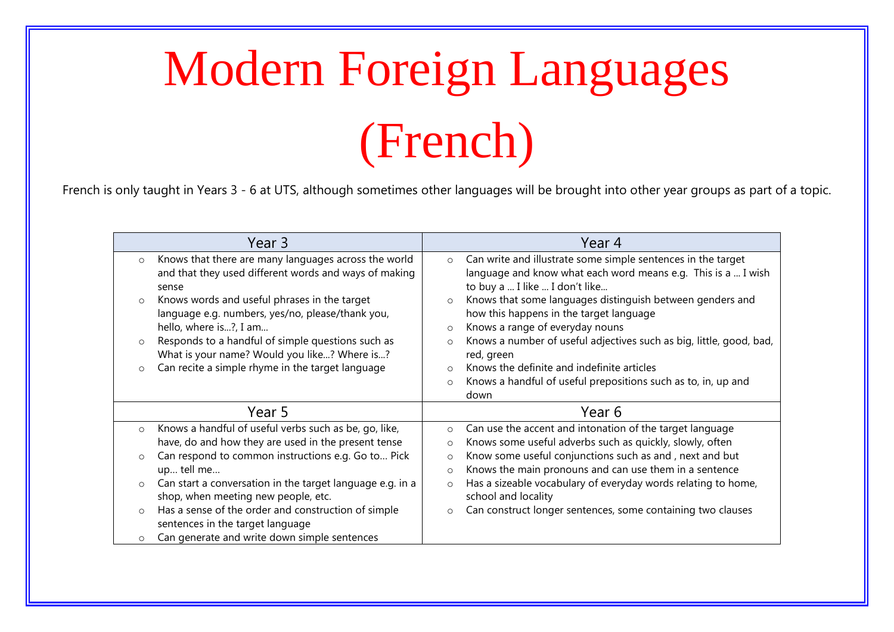# Modern Foreign Languages (French)

French is only taught in Years 3 - 6 at UTS, although sometimes other languages will be brought into other year groups as part of a topic.

| Year 3 | Year 4 |
|---|---|
| ○ Knows that there are many languages across the world and that they used different words and ways of making sense<br>○ Knows words and useful phrases in the target language e.g. numbers, yes/no, please/thank you, hello, where is…?, I am…<br>○ Responds to a handful of simple questions such as What is your name? Would you like…? Where is…?<br>○ Can recite a simple rhyme in the target language | ○ Can write and illustrate some simple sentences in the target language and know what each word means e.g. This is a … I wish to buy a … I like … I don't like…<br>○ Knows that some languages distinguish between genders and how this happens in the target language<br>○ Knows a range of everyday nouns<br>○ Knows a number of useful adjectives such as big, little, good, bad, red, green<br>○ Knows the definite and indefinite articles<br>○ Knows a handful of useful prepositions such as to, in, up and down |
| **Year 5** | **Year 6** |
| ○ Knows a handful of useful verbs such as be, go, like, have, do and how they are used in the present tense<br>○ Can respond to common instructions e.g. Go to… Pick up… tell me…<br>○ Can start a conversation in the target language e.g. in a shop, when meeting new people, etc.<br>○ Has a sense of the order and construction of simple sentences in the target language<br>○ Can generate and write down simple sentences | ○ Can use the accent and intonation of the target language<br>○ Knows some useful adverbs such as quickly, slowly, often<br>○ Know some useful conjunctions such as and , next and but<br>○ Knows the main pronouns and can use them in a sentence<br>○ Has a sizeable vocabulary of everyday words relating to home, school and locality<br>○ Can construct longer sentences, some containing two clauses |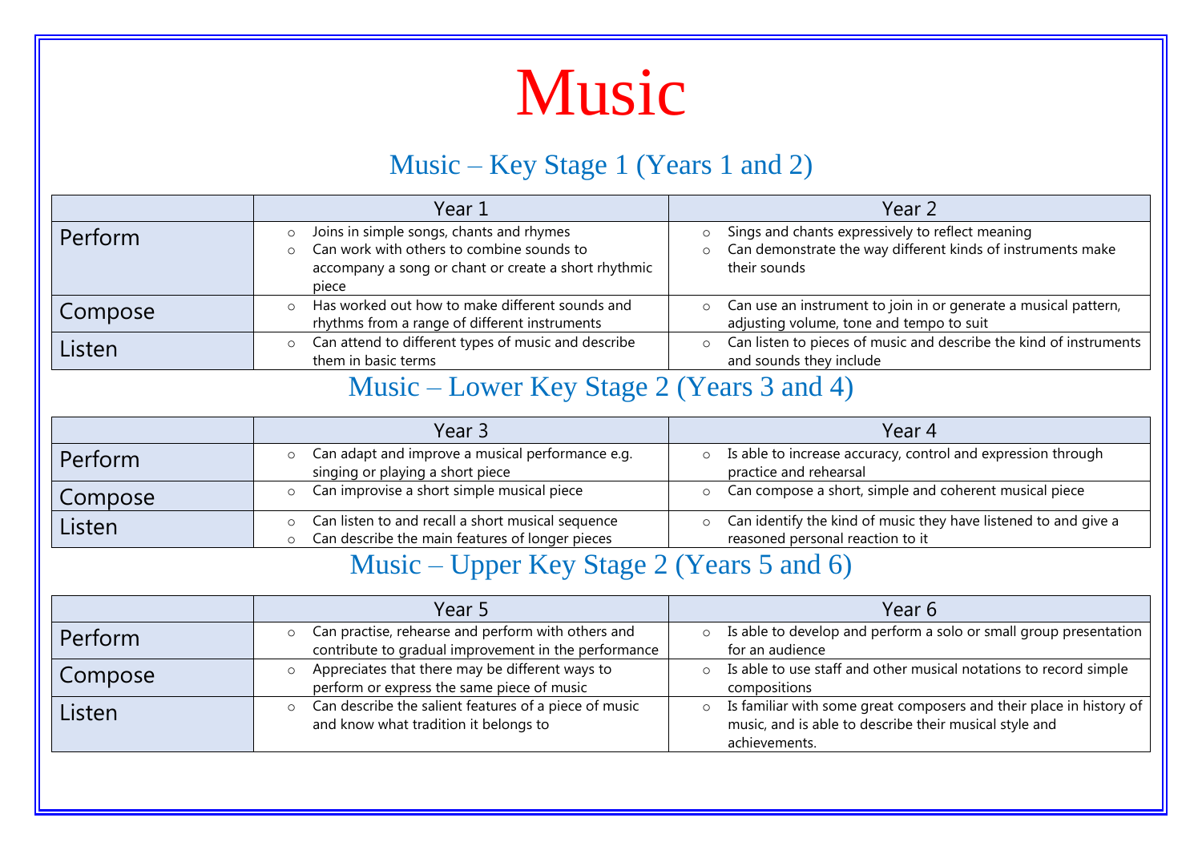# Music

## Music – Key Stage 1 (Years 1 and 2)

| | Year 1 | Year 2 |
|---|---|---|
| Perform | ○ Joins in simple songs, chants and rhymes<br>○ Can work with others to combine sounds to accompany a song or chant or create a short rhythmic piece | ○ Sings and chants expressively to reflect meaning<br>○ Can demonstrate the way different kinds of instruments make their sounds |
| Compose | ○ Has worked out how to make different sounds and rhythms from a range of different instruments | ○ Can use an instrument to join in or generate a musical pattern, adjusting volume, tone and tempo to suit |
| Listen | ○ Can attend to different types of music and describe them in basic terms | ○ Can listen to pieces of music and describe the kind of instruments and sounds they include |

## Music – Lower Key Stage 2 (Years 3 and 4)

| | Year 3 | Year 4 |
|---|---|---|
| Perform | ○ Can adapt and improve a musical performance e.g. singing or playing a short piece | ○ Is able to increase accuracy, control and expression through practice and rehearsal |
| Compose | ○ Can improvise a short simple musical piece | ○ Can compose a short, simple and coherent musical piece |
| Listen | ○ Can listen to and recall a short musical sequence<br>○ Can describe the main features of longer pieces | ○ Can identify the kind of music they have listened to and give a reasoned personal reaction to it |

## Music – Upper Key Stage 2 (Years 5 and 6)

| | Year 5 | Year 6 |
|---|---|---|
| Perform | ○ Can practise, rehearse and perform with others and contribute to gradual improvement in the performance | ○ Is able to develop and perform a solo or small group presentation for an audience |
| Compose | ○ Appreciates that there may be different ways to perform or express the same piece of music | ○ Is able to use staff and other musical notations to record simple compositions |
| Listen | ○ Can describe the salient features of a piece of music and know what tradition it belongs to | ○ Is familiar with some great composers and their place in history of music, and is able to describe their musical style and achievements. |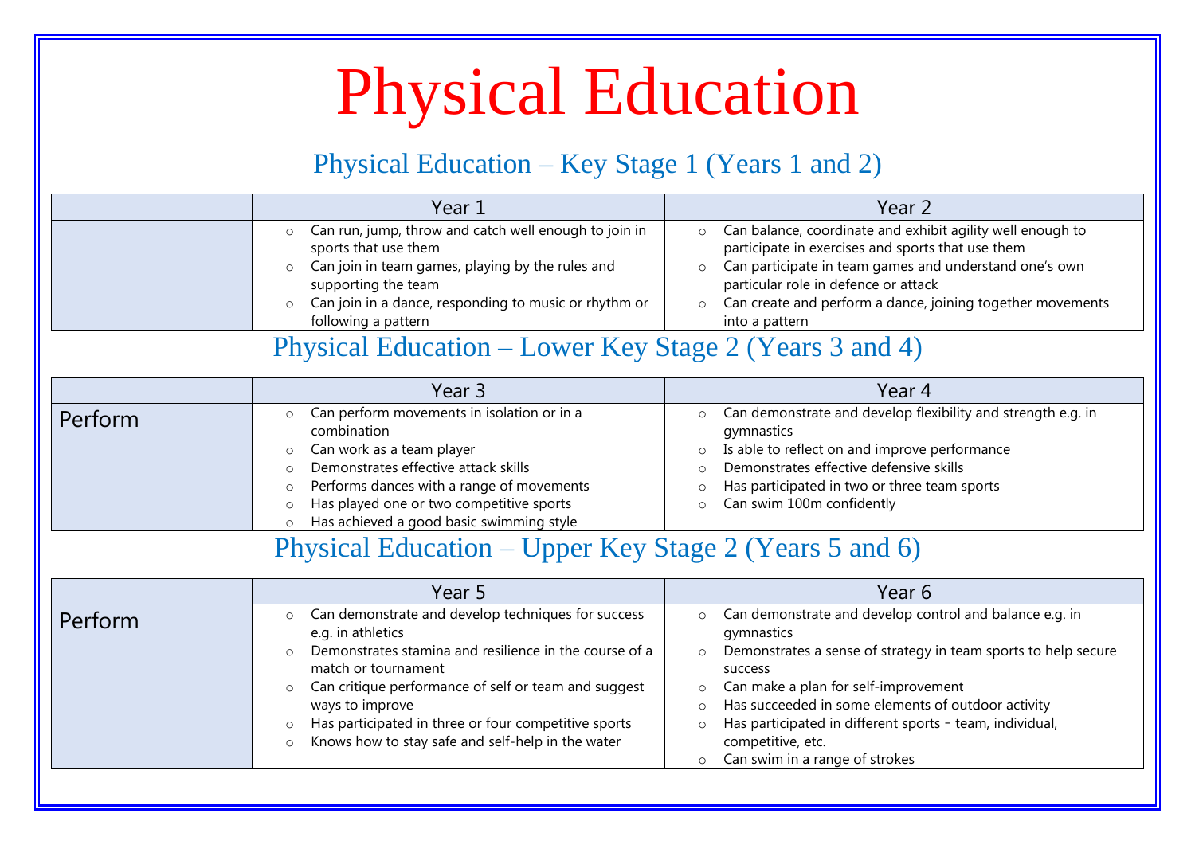# Physical Education

## Physical Education – Key Stage 1 (Years 1 and 2)

| | Year 1 | Year 2 |
|---|---|---|
| | ○ Can run, jump, throw and catch well enough to join in sports that use them<br>○ Can join in team games, playing by the rules and supporting the team<br>○ Can join in a dance, responding to music or rhythm or following a pattern | ○ Can balance, coordinate and exhibit agility well enough to participate in exercises and sports that use them<br>○ Can participate in team games and understand one's own particular role in defence or attack<br>○ Can create and perform a dance, joining together movements into a pattern |

## Physical Education – Lower Key Stage 2 (Years 3 and 4)

| | Year 3 | Year 4 |
|---|---|---|
| Perform | ○ Can perform movements in isolation or in a combination<br>○ Can work as a team player<br>○ Demonstrates effective attack skills<br>○ Performs dances with a range of movements<br>○ Has played one or two competitive sports<br>○ Has achieved a good basic swimming style | ○ Can demonstrate and develop flexibility and strength e.g. in gymnastics<br>○ Is able to reflect on and improve performance<br>○ Demonstrates effective defensive skills<br>○ Has participated in two or three team sports<br>○ Can swim 100m confidently |

## Physical Education – Upper Key Stage 2 (Years 5 and 6)

| | Year 5 | Year 6 |
|---|---|---|
| Perform | ○ Can demonstrate and develop techniques for success e.g. in athletics<br>○ Demonstrates stamina and resilience in the course of a match or tournament<br>○ Can critique performance of self or team and suggest ways to improve<br>○ Has participated in three or four competitive sports<br>○ Knows how to stay safe and self-help in the water | ○ Can demonstrate and develop control and balance e.g. in gymnastics<br>○ Demonstrates a sense of strategy in team sports to help secure success<br>○ Can make a plan for self-improvement<br>○ Has succeeded in some elements of outdoor activity<br>○ Has participated in different sports – team, individual, competitive, etc.<br>○ Can swim in a range of strokes |